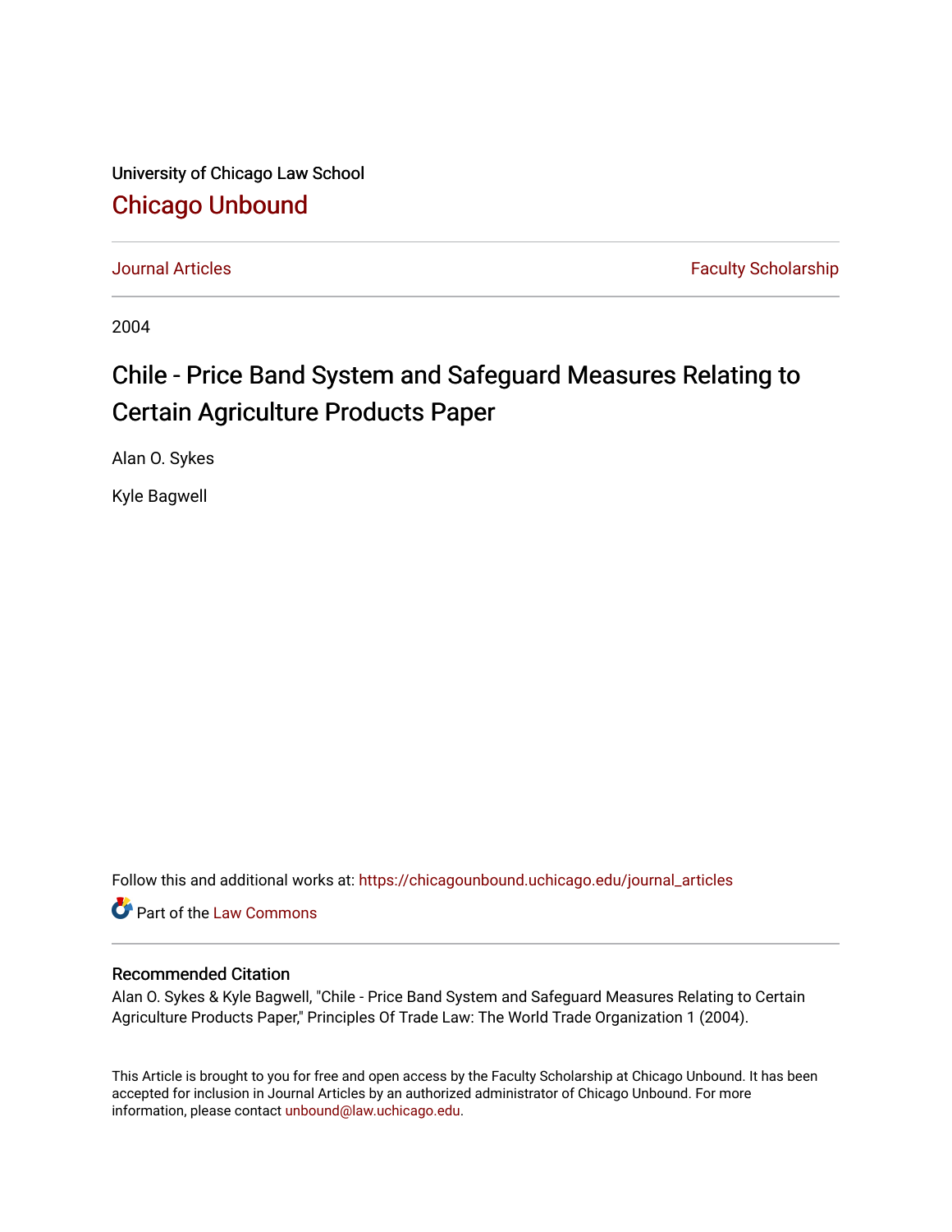University of Chicago Law School

## Chicago Unbound

Journal Articles | Faculty Scholarship

2004

# Chile - Price Band System and Safeguard Measures Relating to Certain Agriculture Products Paper

Alan O. Sykes

Kyle Bagwell

Follow this and additional works at: https://chicagounbound.uchicago.edu/journal_articles

Part of the Law Commons

### Recommended Citation

Alan O. Sykes & Kyle Bagwell, "Chile - Price Band System and Safeguard Measures Relating to Certain Agriculture Products Paper," Principles Of Trade Law: The World Trade Organization 1 (2004).

This Article is brought to you for free and open access by the Faculty Scholarship at Chicago Unbound. It has been accepted for inclusion in Journal Articles by an authorized administrator of Chicago Unbound. For more information, please contact unbound@law.uchicago.edu.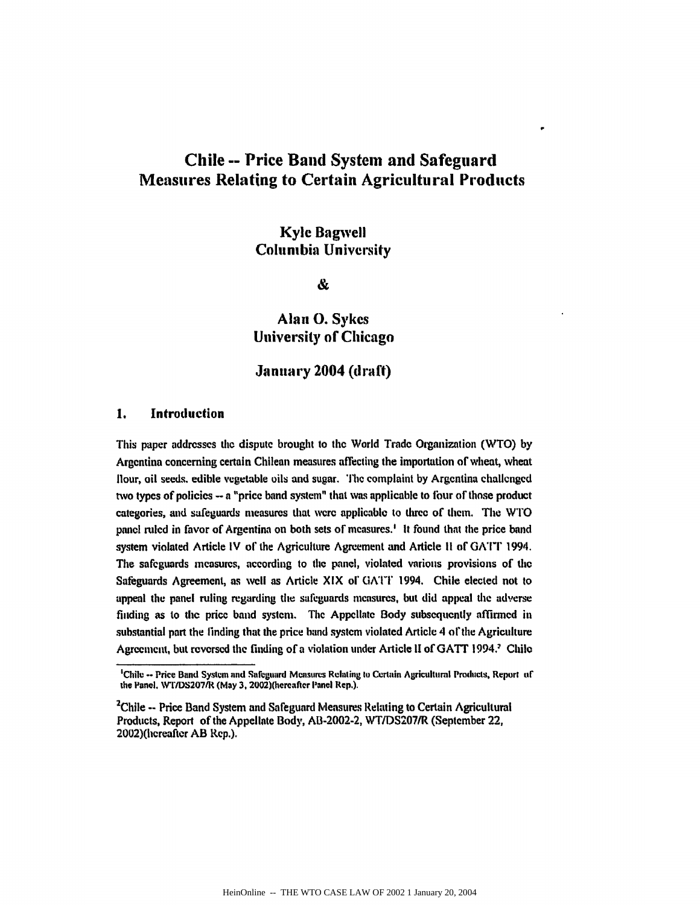# Chile -- Price Band System and Safeguard Measures Relating to Certain Agricultural Products

**Kyle Bagwell**
**Columbia University**

**&**

**Alan O. Sykes**
**University of Chicago**

**January 2004 (draft)**

## 1. Introduction

This paper addresses the dispute brought to the World Trade Organization (WTO) by Argentina concerning certain Chilean measures affecting the importation of wheat, wheat flour, oil seeds, edible vegetable oils and sugar. The complaint by Argentina challenged two types of policies -- a "price band system" that was applicable to four of those product categories, and safeguards measures that were applicable to three of them. The WTO panel ruled in favor of Argentina on both sets of measures.[1] It found that the price band system violated Article IV of the Agriculture Agreement and Article II of GATT 1994. The safeguards measures, according to the panel, violated various provisions of the Safeguards Agreement, as well as Article XIX of GATT 1994. Chile elected not to appeal the panel ruling regarding the safeguards measures, but did appeal the adverse finding as to the price band system. The Appellate Body subsequently affirmed in substantial part the finding that the price band system violated Article 4 of the Agriculture Agreement, but reversed the finding of a violation under Article II of GATT 1994.[2] Chile

[1] Chile -- Price Band System and Safeguard Measures Relating to Certain Agricultural Products, Report of the Panel, WT/DS207/R (May 3, 2002)(hereafter Panel Rep.).

[2] Chile -- Price Band System and Safeguard Measures Relating to Certain Agricultural Products, Report of the Appellate Body, AB-2002-2, WT/DS207/R (September 22, 2002)(hereafter AB Rep.).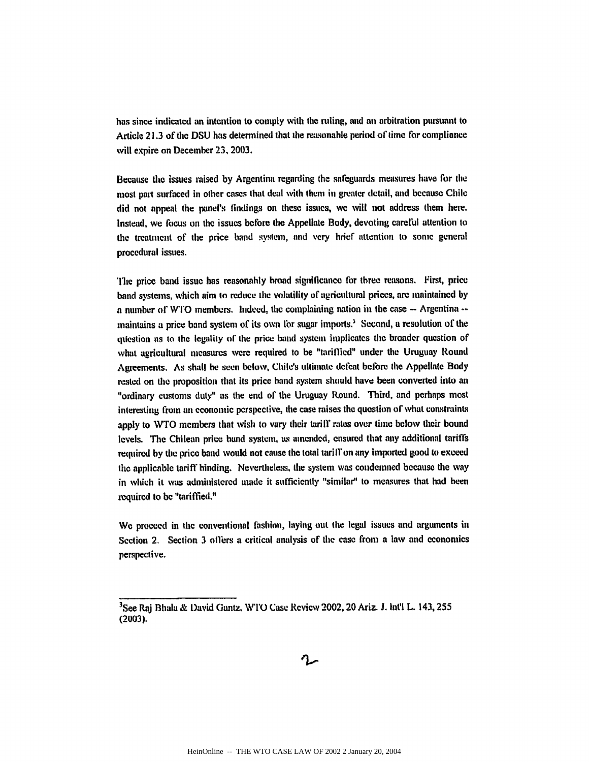has since indicated an intention to comply with the ruling, and an arbitration pursuant to Article 21.3 of the DSU has determined that the reasonable period of time for compliance will expire on December 23, 2003.

Because the issues raised by Argentina regarding the safeguards measures have for the most part surfaced in other cases that deal with them in greater detail, and because Chile did not appeal the panel's findings on these issues, we will not address them here. Instead, we focus on the issues before the Appellate Body, devoting careful attention to the treatment of the price band system, and very brief attention to some general procedural issues.

The price band issue has reasonably broad significance for three reasons. First, price band systems, which aim to reduce the volatility of agricultural prices, are maintained by a number of WTO members. Indeed, the complaining nation in the case -- Argentina -- maintains a price band system of its own for sugar imports.[3] Second, a resolution of the question as to the legality of the price band system implicates the broader question of what agricultural measures were required to be "tariffied" under the Uruguay Round Agreements. As shall be seen below, Chile's ultimate defeat before the Appellate Body rested on the proposition that its price band system should have been converted into an "ordinary customs duty" as the end of the Uruguay Round. Third, and perhaps most interesting from an economic perspective, the case raises the question of what constraints apply to WTO members that wish to vary their tariff rates over time below their bound levels. The Chilean price band system, as amended, ensured that any additional tariffs required by the price band would not cause the total tariff on any imported good to exceed the applicable tariff binding. Nevertheless, the system was condemned because the way in which it was administered made it sufficiently "similar" to measures that had been required to be "tariffied."

We proceed in the conventional fashion, laying out the legal issues and arguments in Section 2. Section 3 offers a critical analysis of the case from a law and economics perspective.

---

[3]See Raj Bhala & David Gantz, WTO Case Review 2002, 20 Ariz. J. Int'l L. 143, 255 (2003).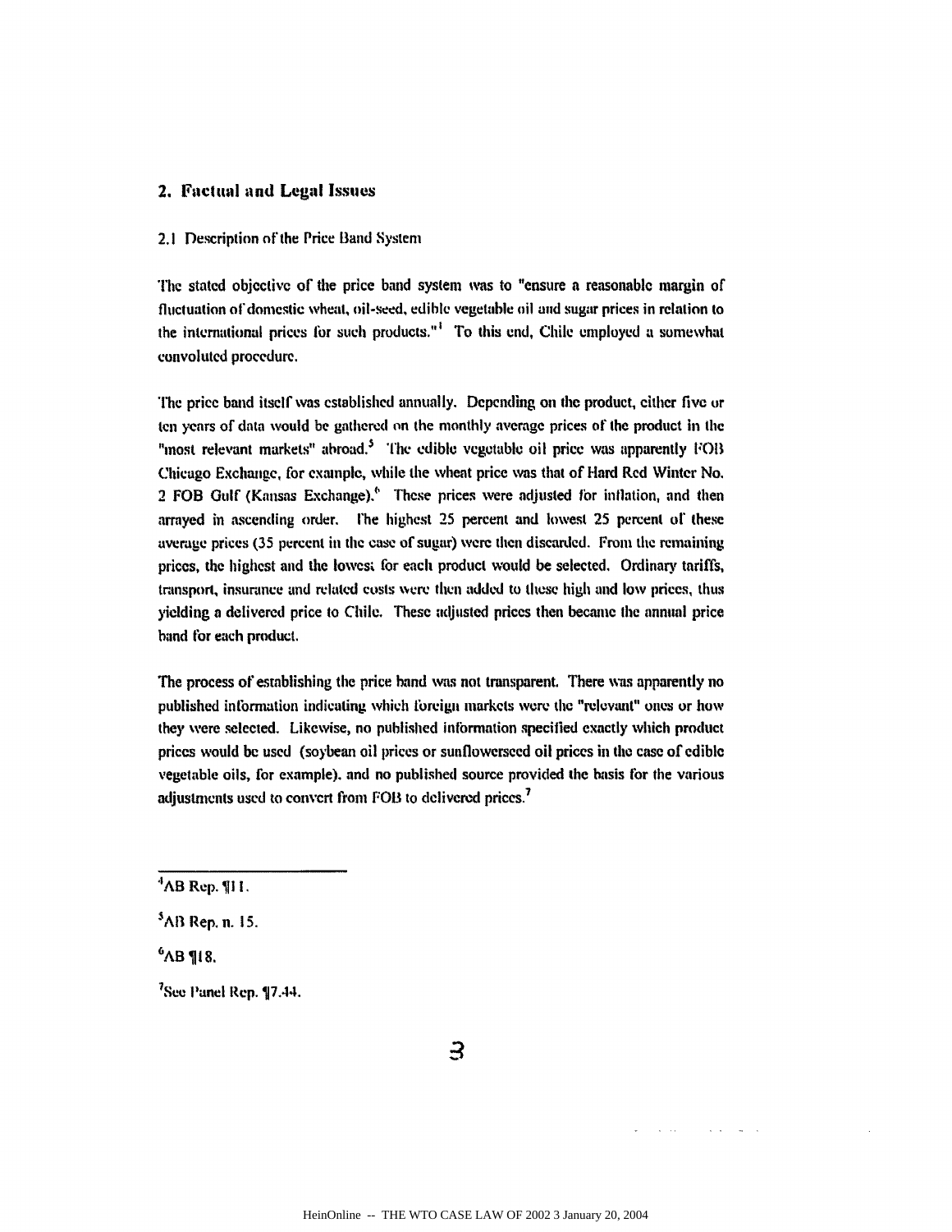## 2. Factual and Legal Issues

2.1 Description of the Price Band System

The stated objective of the price band system was to "ensure a reasonable margin of fluctuation of domestic wheat, oil-seed, edible vegetable oil and sugar prices in relation to the international prices for such products."[4] To this end, Chile employed a somewhat convoluted procedure.

The price band itself was established annually. Depending on the product, either five or ten years of data would be gathered on the monthly average prices of the product in the "most relevant markets" abroad.[5] The edible vegetable oil price was apparently FOB Chicago Exchange, for example, while the wheat price was that of Hard Red Winter No. 2 FOB Gulf (Kansas Exchange).[6] These prices were adjusted for inflation, and then arrayed in ascending order. The highest 25 percent and lowest 25 percent of these average prices (35 percent in the case of sugar) were then discarded. From the remaining prices, the highest and the lowest for each product would be selected. Ordinary tariffs, transport, insurance and related costs were then added to these high and low prices, thus yielding a delivered price to Chile. These adjusted prices then became the annual price band for each product.

The process of establishing the price band was not transparent. There was apparently no published information indicating which foreign markets were the "relevant" ones or how they were selected. Likewise, no published information specified exactly which product prices would be used (soybean oil prices or sunflowerseed oil prices in the case of edible vegetable oils, for example), and no published source provided the basis for the various adjustments used to convert from FOB to delivered prices.[7]

---

[4] AB Rep. ¶11.

[5] AB Rep. n. 15.

[6] AB ¶18.

[7] See Panel Rep. ¶7.44.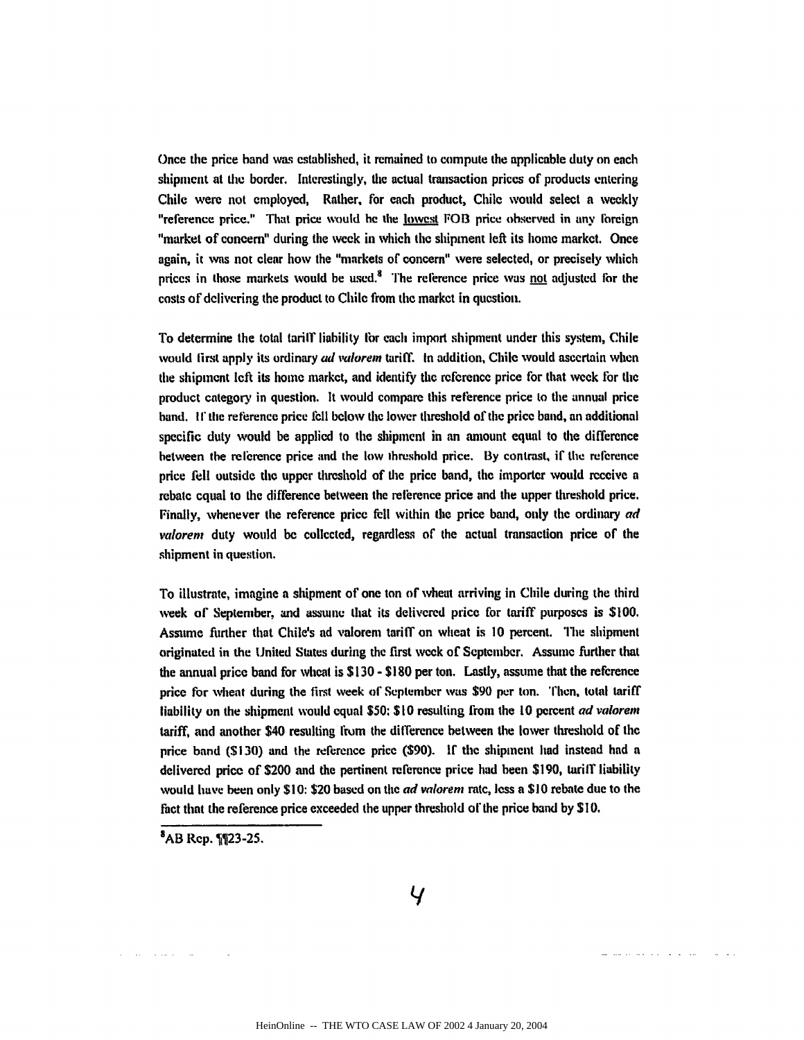Once the price band was established, it remained to compute the applicable duty on each shipment at the border. Interestingly, the actual transaction prices of products entering Chile were not employed, Rather, for each product, Chile would select a weekly "reference price." That price would be the lowest FOB price observed in any foreign "market of concern" during the week in which the shipment left its home market. Once again, it was not clear how the "markets of concern" were selected, or precisely which prices in those markets would be used.[8] The reference price was not adjusted for the costs of delivering the product to Chile from the market in question.

To determine the total tariff liability for each import shipment under this system, Chile would first apply its ordinary *ad valorem* tariff. In addition, Chile would ascertain when the shipment left its home market, and identify the reference price for that week for the product category in question. It would compare this reference price to the annual price band. If the reference price fell below the lower threshold of the price band, an additional specific duty would be applied to the shipment in an amount equal to the difference between the reference price and the low threshold price. By contrast, if the reference price fell outside the upper threshold of the price band, the importer would receive a rebate equal to the difference between the reference price and the upper threshold price. Finally, whenever the reference price fell within the price band, only the ordinary *ad valorem* duty would be collected, regardless of the actual transaction price of the shipment in question.

To illustrate, imagine a shipment of one ton of wheat arriving in Chile during the third week of September, and assume that its delivered price for tariff purposes is $100. Assume further that Chile's ad valorem tariff on wheat is 10 percent. The shipment originated in the United States during the first week of September. Assume further that the annual price band for wheat is $130 - $180 per ton. Lastly, assume that the reference price for wheat during the first week of September was $90 per ton. Then, total tariff liability on the shipment would equal $50: $10 resulting from the 10 percent *ad valorem* tariff, and another $40 resulting from the difference between the lower threshold of the price band ($130) and the reference price ($90). If the shipment had instead had a delivered price of $200 and the pertinent reference price had been $190, tariff liability would have been only $10: $20 based on the *ad valorem* rate, less a $10 rebate due to the fact that the reference price exceeded the upper threshold of the price band by $10.

[8]AB Rep. ¶¶23-25.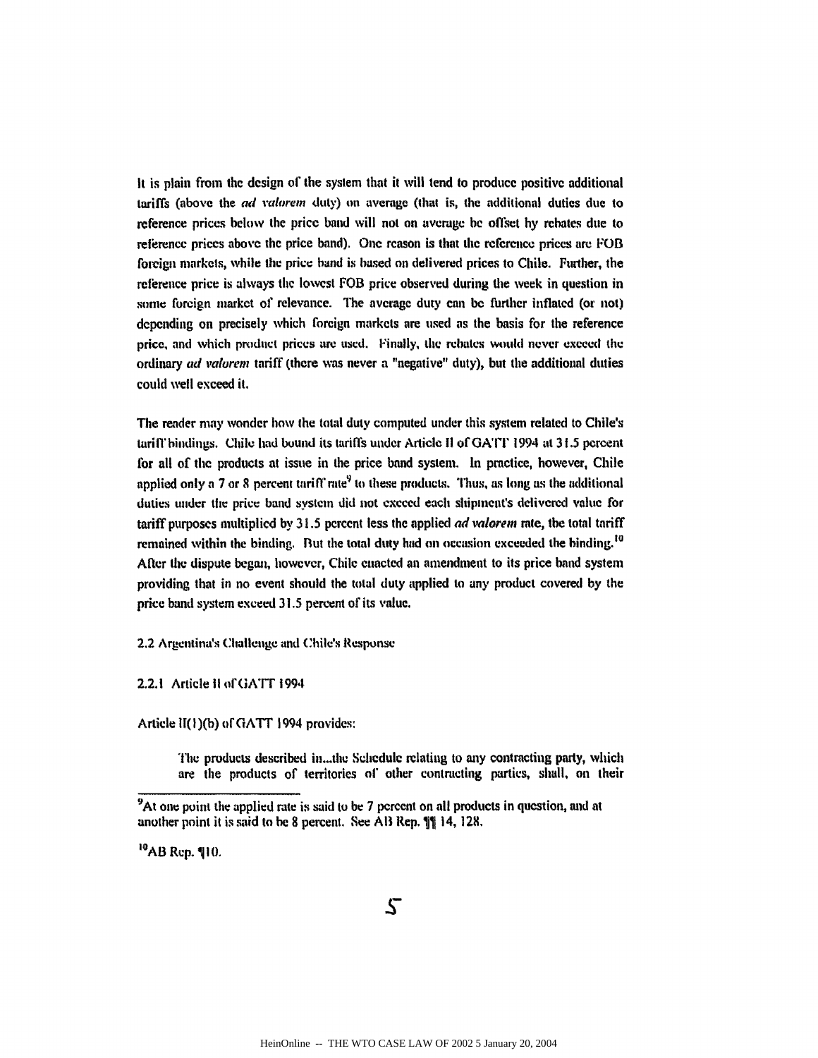It is plain from the design of the system that it will tend to produce positive additional tariffs (above the *ad valorem* duty) on average (that is, the additional duties due to reference prices below the price band will not on average be offset by rebates due to reference prices above the price band). One reason is that the reference prices are FOB foreign markets, while the price band is based on delivered prices to Chile. Further, the reference price is always the lowest FOB price observed during the week in question in some foreign market of relevance. The average duty can be further inflated (or not) depending on precisely which foreign markets are used as the basis for the reference price, and which product prices are used. Finally, the rebates would never exceed the ordinary *ad valorem* tariff (there was never a "negative" duty), but the additional duties could well exceed it.

The reader may wonder how the total duty computed under this system related to Chile's tariff bindings. Chile had bound its tariffs under Article II of GATT 1994 at 31.5 percent for all of the products at issue in the price band system. In practice, however, Chile applied only a 7 or 8 percent tariff rate[9] to these products. Thus, as long as the additional duties under the price band system did not exceed each shipment's delivered value for tariff purposes multiplied by 31.5 percent less the applied *ad valorem* rate, the total tariff remained within the binding. But the total duty had on occasion exceeded the binding.[10] After the dispute began, however, Chile enacted an amendment to its price band system providing that in no event should the total duty applied to any product covered by the price band system exceed 31.5 percent of its value.

### 2.2 Argentina's Challenge and Chile's Response

#### 2.2.1 Article II of GATT 1994

Article II(1)(b) of GATT 1994 provides:

> The products described in...the Schedule relating to any contracting party, which are the products of territories of other contracting parties, shall, on their

---

[9]At one point the applied rate is said to be 7 percent on all products in question, and at another point it is said to be 8 percent. See AB Rep. ¶¶ 14, 128.

[10]AB Rep. ¶10.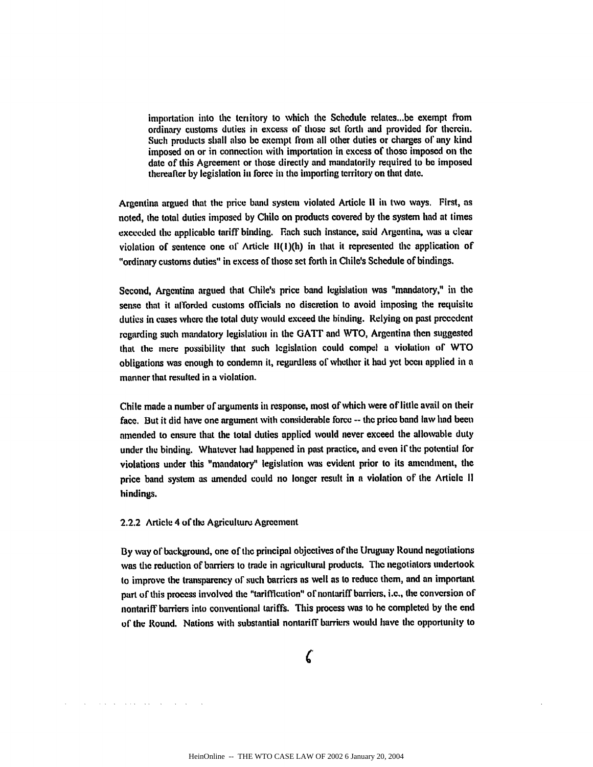> importation into the territory to which the Schedule relates...be exempt from ordinary customs duties in excess of those set forth and provided for therein. Such products shall also be exempt from all other duties or charges of any kind imposed on or in connection with importation in excess of those imposed on the date of this Agreement or those directly and mandatorily required to be imposed thereafter by legislation in force in the importing territory on that date.

Argentina argued that the price band system violated Article II in two ways. First, as noted, the total duties imposed by Chile on products covered by the system had at times exceeded the applicable tariff binding. Each such instance, said Argentina, was a clear violation of sentence one of Article II(1)(b) in that it represented the application of "ordinary customs duties" in excess of those set forth in Chile's Schedule of bindings.

Second, Argentina argued that Chile's price band legislation was "mandatory," in the sense that it afforded customs officials no discretion to avoid imposing the requisite duties in cases where the total duty would exceed the binding. Relying on past precedent regarding such mandatory legislation in the GATT and WTO, Argentina then suggested that the mere possibility that such legislation could compel a violation of WTO obligations was enough to condemn it, regardless of whether it had yet been applied in a manner that resulted in a violation.

Chile made a number of arguments in response, most of which were of little avail on their face. But it did have one argument with considerable force -- the price band law had been amended to ensure that the total duties applied would never exceed the allowable duty under the binding. Whatever had happened in past practice, and even if the potential for violations under this "mandatory" legislation was evident prior to its amendment, the price band system as amended could no longer result in a violation of the Article II bindings.

### 2.2.2 Article 4 of the Agriculture Agreement

By way of background, one of the principal objectives of the Uruguay Round negotiations was the reduction of barriers to trade in agricultural products. The negotiators undertook to improve the transparency of such barriers as well as to reduce them, and an important part of this process involved the "tariffication" of nontariff barriers, i.e., the conversion of nontariff barriers into conventional tariffs. This process was to be completed by the end of the Round. Nations with substantial nontariff barriers would have the opportunity to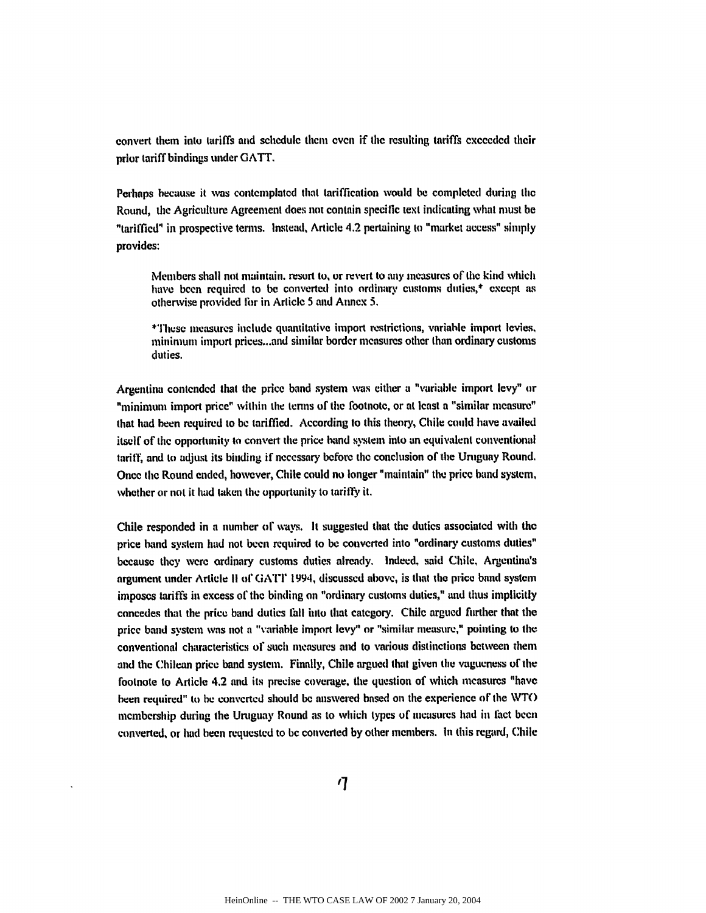convert them into tariffs and schedule them even if the resulting tariffs exceeded their prior tariff bindings under GATT.

Perhaps because it was contemplated that tariffication would be completed during the Round, the Agriculture Agreement does not contain specific text indicating what must be "tariffied" in prospective terms. Instead, Article 4.2 pertaining to "market access" simply provides:

> Members shall not maintain, resort to, or revert to any measures of the kind which have been required to be converted into ordinary customs duties,* except as otherwise provided for in Article 5 and Annex 5.
>
> *These measures include quantitative import restrictions, variable import levies, minimum import prices...and similar border measures other than ordinary customs duties.

Argentina contended that the price band system was either a "variable import levy" or "minimum import price" within the terms of the footnote, or at least a "similar measure" that had been required to be tariffied. According to this theory, Chile could have availed itself of the opportunity to convert the price band system into an equivalent conventional tariff, and to adjust its binding if necessary before the conclusion of the Uruguay Round. Once the Round ended, however, Chile could no longer "maintain" the price band system, whether or not it had taken the opportunity to tariffy it.

Chile responded in a number of ways. It suggested that the duties associated with the price band system had not been required to be converted into "ordinary customs duties" because they were ordinary customs duties already. Indeed, said Chile, Argentina's argument under Article II of GATT 1994, discussed above, is that the price band system imposes tariffs in excess of the binding on "ordinary customs duties," and thus implicitly concedes that the price band duties fall into that category. Chile argued further that the price band system was not a "variable import levy" or "similar measure," pointing to the conventional characteristics of such measures and to various distinctions between them and the Chilean price band system. Finally, Chile argued that given the vagueness of the footnote to Article 4.2 and its precise coverage, the question of which measures "have been required" to be converted should be answered based on the experience of the WTO membership during the Uruguay Round as to which types of measures had in fact been converted, or had been requested to be converted by other members. In this regard, Chile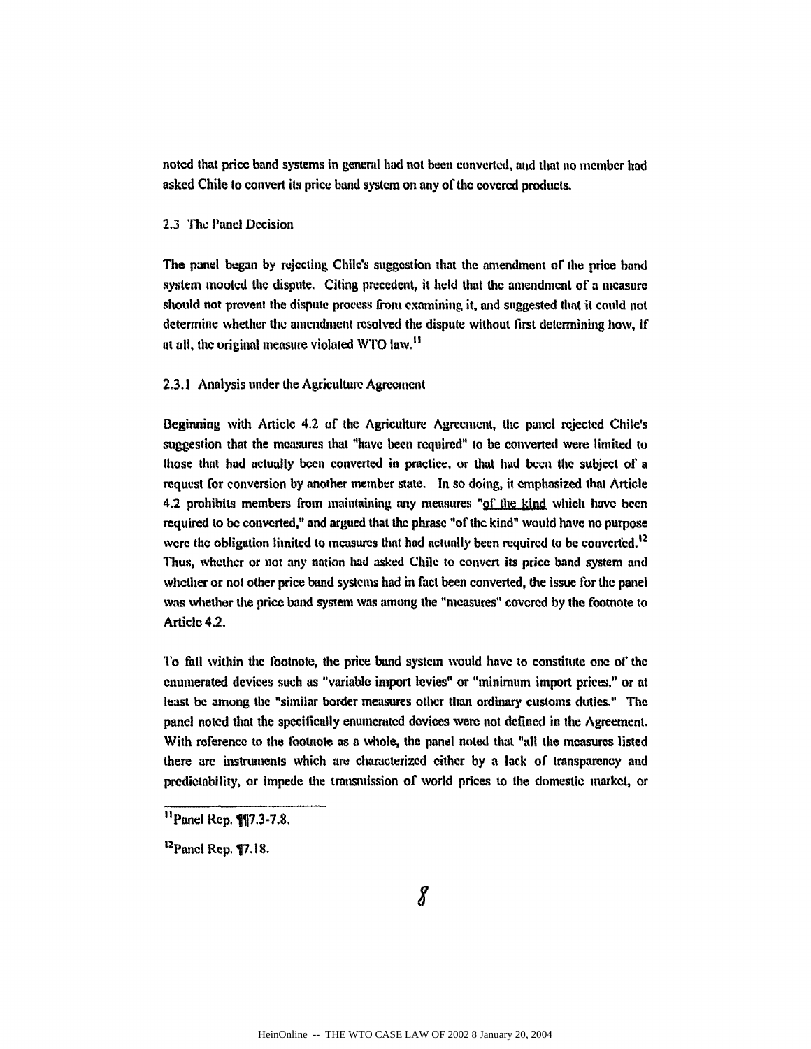noted that price band systems in general had not been converted, and that no member had asked Chile to convert its price band system on any of the covered products.

### 2.3 The Panel Decision

The panel began by rejecting Chile's suggestion that the amendment of the price band system mooted the dispute. Citing precedent, it held that the amendment of a measure should not prevent the dispute process from examining it, and suggested that it could not determine whether the amendment resolved the dispute without first determining how, if at all, the original measure violated WTO law.[11]

#### 2.3.1 Analysis under the Agriculture Agreement

Beginning with Article 4.2 of the Agriculture Agreement, the panel rejected Chile's suggestion that the measures that "have been required" to be converted were limited to those that had actually been converted in practice, or that had been the subject of a request for conversion by another member state. In so doing, it emphasized that Article 4.2 prohibits members from maintaining any measures "<u>of the kind</u> which have been required to be converted," and argued that the phrase "of the kind" would have no purpose were the obligation limited to measures that had actually been required to be converted.[12] Thus, whether or not any nation had asked Chile to convert its price band system and whether or not other price band systems had in fact been converted, the issue for the panel was whether the price band system was among the "measures" covered by the footnote to Article 4.2.

To fall within the footnote, the price band system would have to constitute one of the enumerated devices such as "variable import levies" or "minimum import prices," or at least be among the "similar border measures other than ordinary customs duties." The panel noted that the specifically enumerated devices were not defined in the Agreement. With reference to the footnote as a whole, the panel noted that "all the measures listed there are instruments which are characterized either by a lack of transparency and predictability, or impede the transmission of world prices to the domestic market, or

---

[11] Panel Rep. ¶¶7.3-7.8.

[12] Panel Rep. ¶7.18.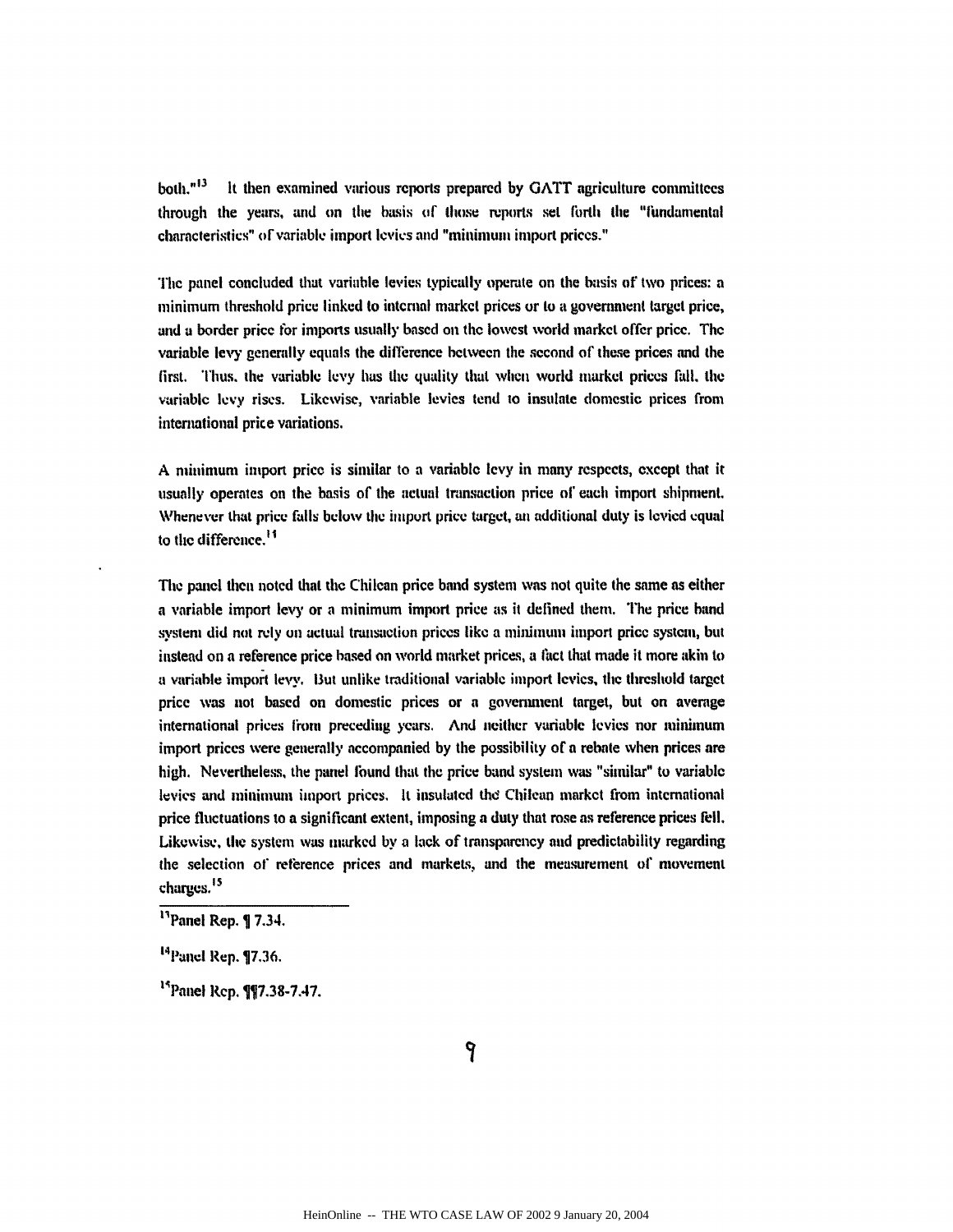both."[13] It then examined various reports prepared by GATT agriculture committees through the years, and on the basis of those reports set forth the "fundamental characteristics" of variable import levies and "minimum import prices."

The panel concluded that variable levies typically operate on the basis of two prices: a minimum threshold price linked to internal market prices or to a government target price, and a border price for imports usually based on the lowest world market offer price. The variable levy generally equals the difference between the second of these prices and the first. Thus, the variable levy has the quality that when world market prices fall, the variable levy rises. Likewise, variable levies tend to insulate domestic prices from international price variations.

A minimum import price is similar to a variable levy in many respects, except that it usually operates on the basis of the actual transaction price of each import shipment. Whenever that price falls below the import price target, an additional duty is levied equal to the difference.[14]

The panel then noted that the Chilean price band system was not quite the same as either a variable import levy or a minimum import price as it defined them. The price band system did not rely on actual transaction prices like a minimum import price system, but instead on a reference price based on world market prices, a fact that made it more akin to a variable import levy. But unlike traditional variable import levies, the threshold target price was not based on domestic prices or a government target, but on average international prices from preceding years. And neither variable levies nor minimum import prices were generally accompanied by the possibility of a rebate when prices are high. Nevertheless, the panel found that the price band system was "similar" to variable levies and minimum import prices. It insulated the Chilean market from international price fluctuations to a significant extent, imposing a duty that rose as reference prices fell. Likewise, the system was marked by a lack of transparency and predictability regarding the selection of reference prices and markets, and the measurement of movement charges.[15]

---

[13]Panel Rep. ¶ 7.34.

[14]Panel Rep. ¶7.36.

[15]Panel Rep. ¶¶7.38-7.47.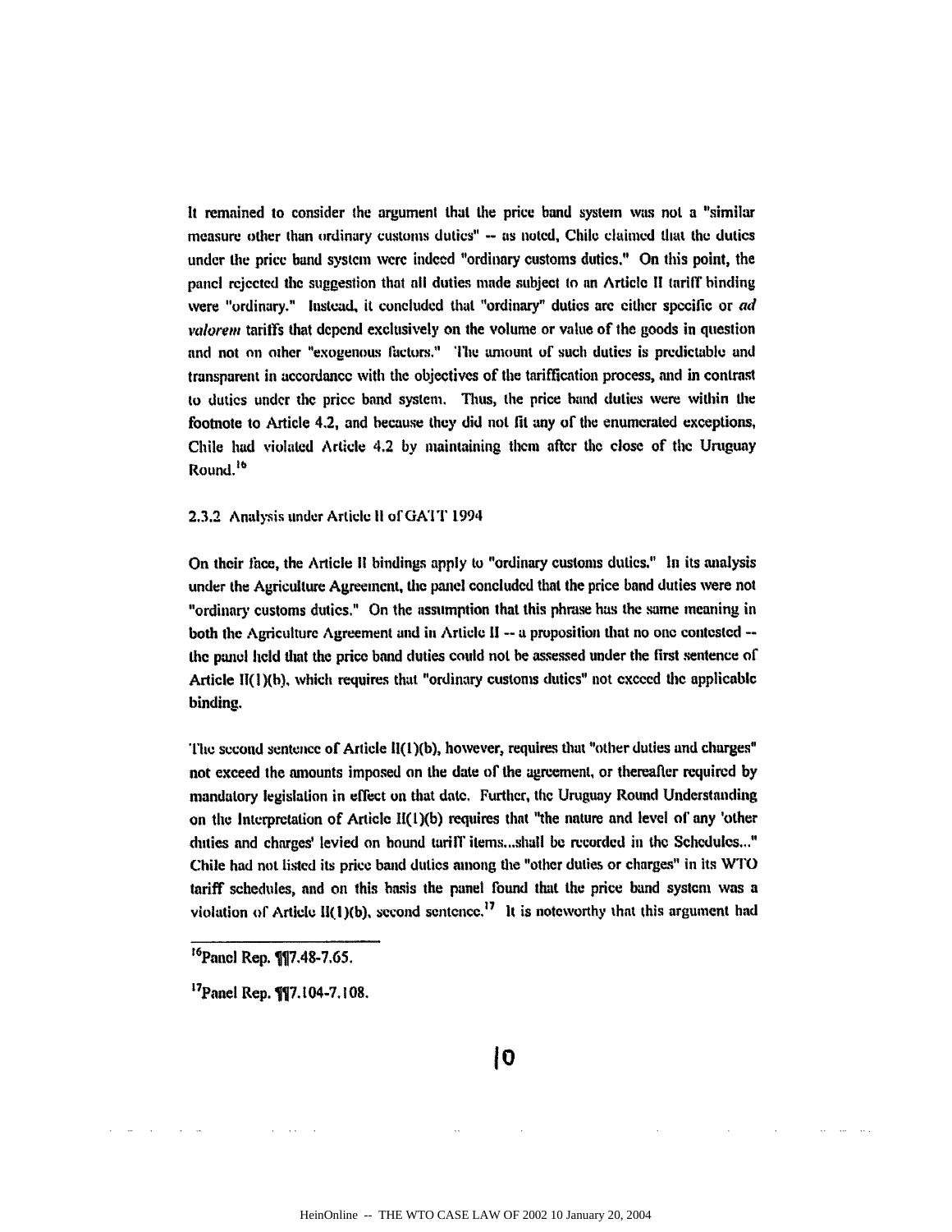It remained to consider the argument that the price band system was not a "similar measure other than ordinary customs duties" -- as noted, Chile claimed that the duties under the price band system were indeed "ordinary customs duties." On this point, the panel rejected the suggestion that all duties made subject to an Article II tariff binding were "ordinary." Instead, it concluded that "ordinary" duties are either specific or *ad valorem* tariffs that depend exclusively on the volume or value of the goods in question and not on other "exogenous factors." The amount of such duties is predictable and transparent in accordance with the objectives of the tariffication process, and in contrast to duties under the price band system. Thus, the price band duties were within the footnote to Article 4.2, and because they did not fit any of the enumerated exceptions, Chile had violated Article 4.2 by maintaining them after the close of the Uruguay Round.[16]

### 2.3.2 Analysis under Article II of GATT 1994

On their face, the Article II bindings apply to "ordinary customs duties." In its analysis under the Agriculture Agreement, the panel concluded that the price band duties were not "ordinary customs duties." On the assumption that this phrase has the same meaning in both the Agriculture Agreement and in Article II -- a proposition that no one contested -- the panel held that the price band duties could not be assessed under the first sentence of Article II(1)(b), which requires that "ordinary customs duties" not exceed the applicable binding.

The second sentence of Article II(1)(b), however, requires that "other duties and charges" not exceed the amounts imposed on the date of the agreement, or thereafter required by mandatory legislation in effect on that date. Further, the Uruguay Round Understanding on the Interpretation of Article II(1)(b) requires that "the nature and level of any 'other duties and charges' levied on bound tariff items...shall be recorded in the Schedules..." Chile had not listed its price band duties among the "other duties or charges" in its WTO tariff schedules, and on this basis the panel found that the price band system was a violation of Article II(1)(b), second sentence.[17] It is noteworthy that this argument had

---

[16] Panel Rep. ¶¶7.48-7.65.

[17] Panel Rep. ¶¶7.104-7.108.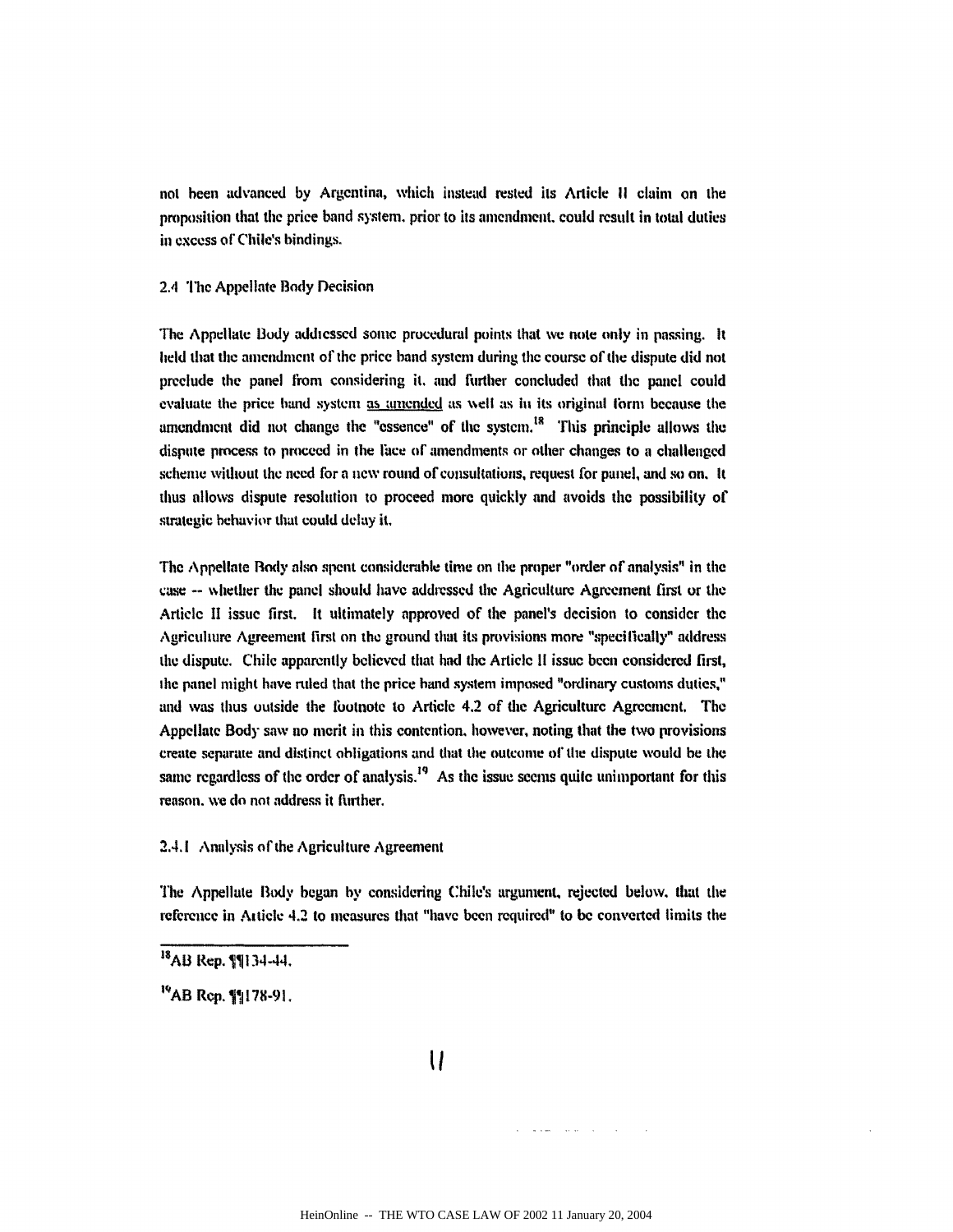not been advanced by Argentina, which instead rested its Article II claim on the proposition that the price band system, prior to its amendment, could result in total duties in excess of Chile's bindings.

### 2.4 The Appellate Body Decision

The Appellate Body addressed some procedural points that we note only in passing. It held that the amendment of the price band system during the course of the dispute did not preclude the panel from considering it, and further concluded that the panel could evaluate the price band system as amended as well as in its original form because the amendment did not change the "essence" of the system.[18] This principle allows the dispute process to proceed in the face of amendments or other changes to a challenged scheme without the need for a new round of consultations, request for panel, and so on. It thus allows dispute resolution to proceed more quickly and avoids the possibility of strategic behavior that could delay it.

The Appellate Body also spent considerable time on the proper "order of analysis" in the case -- whether the panel should have addressed the Agriculture Agreement first or the Article II issue first. It ultimately approved of the panel's decision to consider the Agriculture Agreement first on the ground that its provisions more "specifically" address the dispute. Chile apparently believed that had the Article II issue been considered first, the panel might have ruled that the price band system imposed "ordinary customs duties," and was thus outside the footnote to Article 4.2 of the Agriculture Agreement. The Appellate Body saw no merit in this contention, however, noting that the two provisions create separate and distinct obligations and that the outcome of the dispute would be the same regardless of the order of analysis.[19] As the issue seems quite unimportant for this reason, we do not address it further.

#### 2.4.1 Analysis of the Agriculture Agreement

The Appellate Body began by considering Chile's argument, rejected below, that the reference in Article 4.2 to measures that "have been required" to be converted limits the

---

[18] AB Rep. ¶¶134-44.

[19] AB Rep. ¶¶178-91.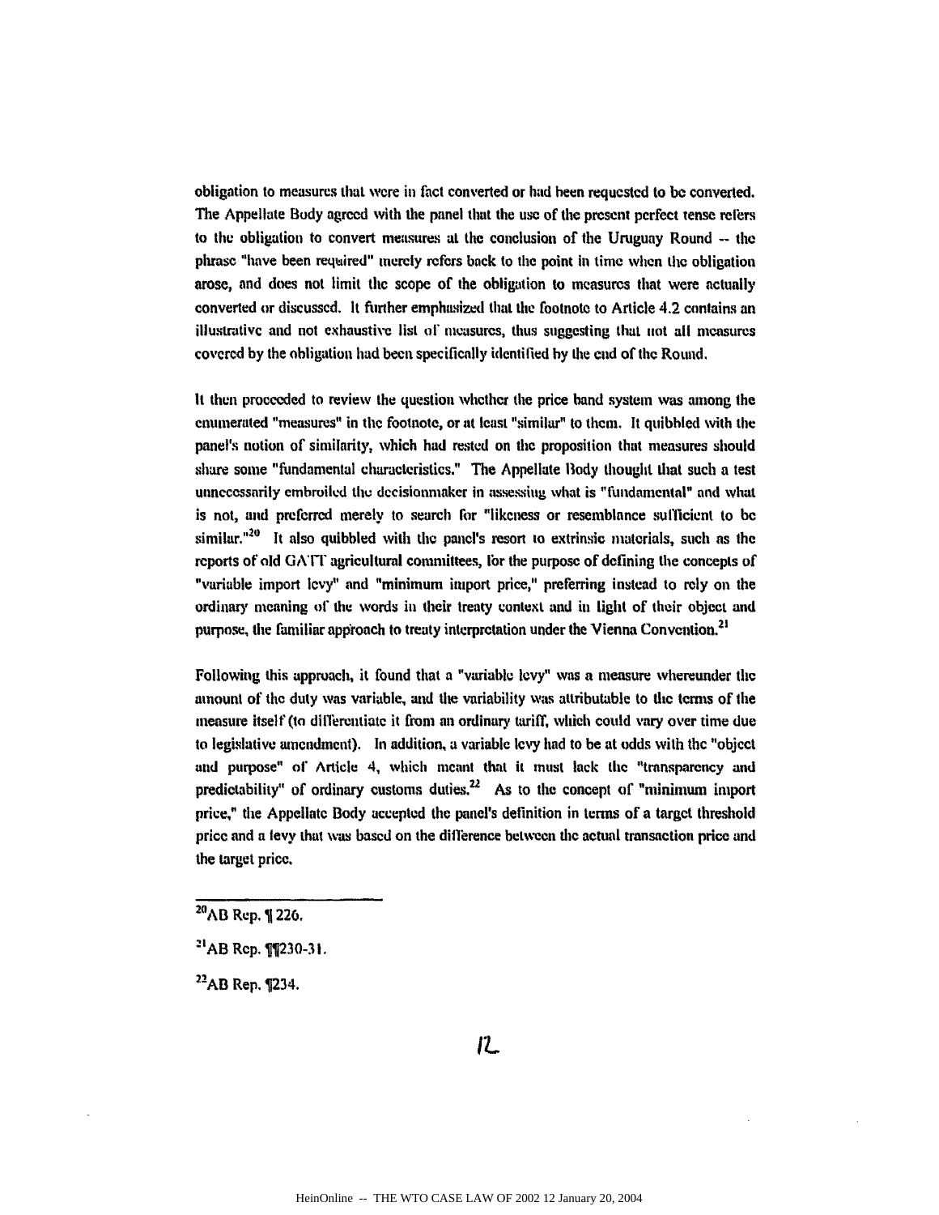obligation to measures that were in fact converted or had been requested to be converted. The Appellate Body agreed with the panel that the use of the present perfect tense refers to the obligation to convert measures at the conclusion of the Uruguay Round -- the phrase "have been required" merely refers back to the point in time when the obligation arose, and does not limit the scope of the obligation to measures that were actually converted or discussed. It further emphasized that the footnote to Article 4.2 contains an illustrative and not exhaustive list of measures, thus suggesting that not all measures covered by the obligation had been specifically identified by the end of the Round.

It then proceeded to review the question whether the price band system was among the enumerated "measures" in the footnote, or at least "similar" to them. It quibbled with the panel's notion of similarity, which had rested on the proposition that measures should share some "fundamental characteristics." The Appellate Body thought that such a test unnecessarily embroiled the decisionmaker in assessing what is "fundamental" and what is not, and preferred merely to search for "likeness or resemblance sufficient to be similar."[20] It also quibbled with the panel's resort to extrinsic materials, such as the reports of old GATT agricultural committees, for the purpose of defining the concepts of "variable import levy" and "minimum import price," preferring instead to rely on the ordinary meaning of the words in their treaty context and in light of their object and purpose, the familiar approach to treaty interpretation under the Vienna Convention.[21]

Following this approach, it found that a "variable levy" was a measure whereunder the amount of the duty was variable, and the variability was attributable to the terms of the measure itself (to differentiate it from an ordinary tariff, which could vary over time due to legislative amendment). In addition, a variable levy had to be at odds with the "object and purpose" of Article 4, which meant that it must lack the "transparency and predictability" of ordinary customs duties.[22] As to the concept of "minimum import price," the Appellate Body accepted the panel's definition in terms of a target threshold price and a levy that was based on the difference between the actual transaction price and the target price.

[20] AB Rep. ¶ 226.

[21] AB Rep. ¶¶230-31.

[22] AB Rep. ¶234.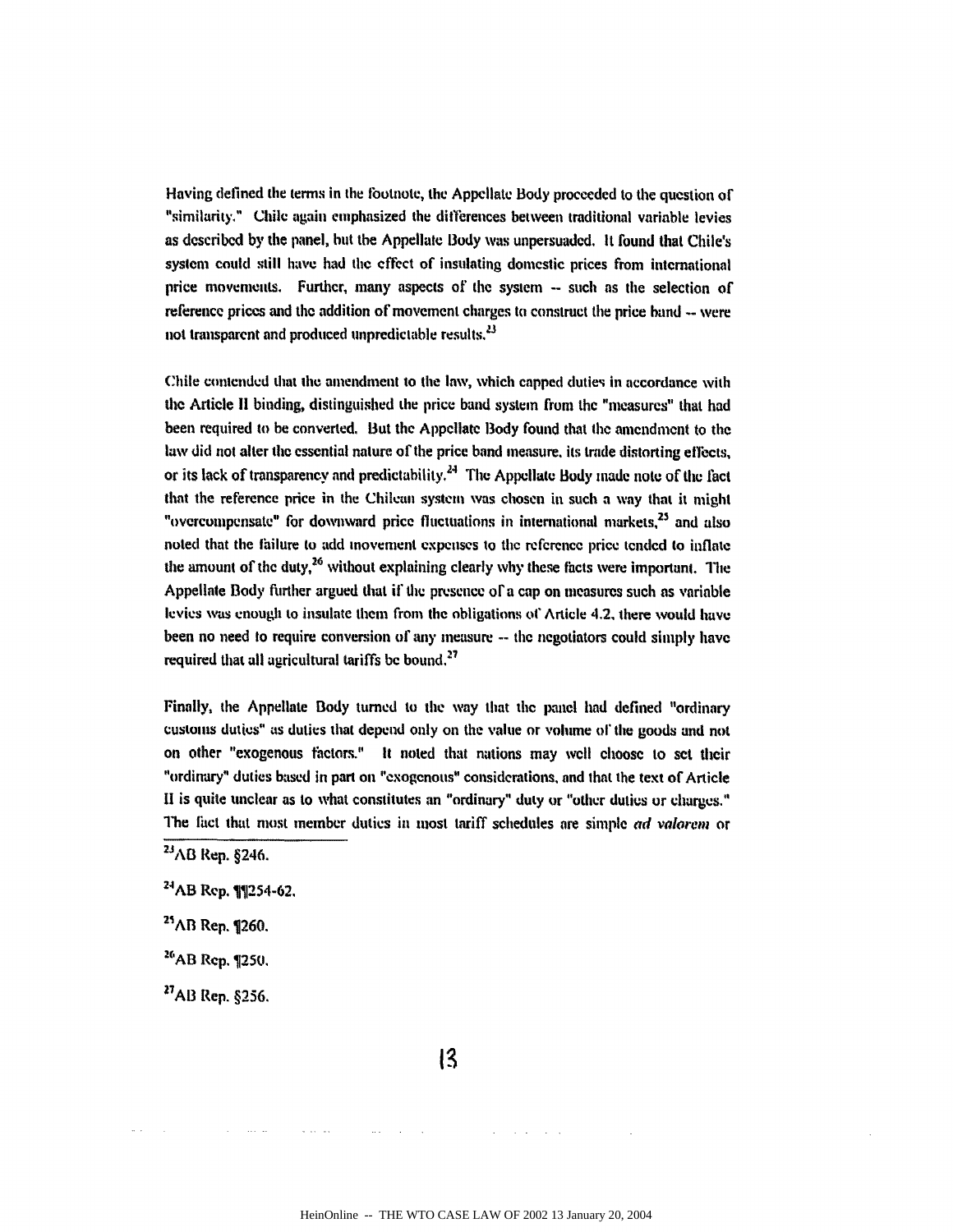Having defined the terms in the footnote, the Appellate Body proceeded to the question of "similarity." Chile again emphasized the differences between traditional variable levies as described by the panel, but the Appellate Body was unpersuaded. It found that Chile's system could still have had the effect of insulating domestic prices from international price movements. Further, many aspects of the system -- such as the selection of reference prices and the addition of movement charges to construct the price band -- were not transparent and produced unpredictable results.[23]

Chile contended that the amendment to the law, which capped duties in accordance with the Article II binding, distinguished the price band system from the "measures" that had been required to be converted. But the Appellate Body found that the amendment to the law did not alter the essential nature of the price band measure, its trade distorting effects, or its lack of transparency and predictability.[24] The Appellate Body made note of the fact that the reference price in the Chilean system was chosen in such a way that it might "overcompensate" for downward price fluctuations in international markets,[25] and also noted that the failure to add movement expenses to the reference price tended to inflate the amount of the duty,[26] without explaining clearly why these facts were important. The Appellate Body further argued that if the presence of a cap on measures such as variable levies was enough to insulate them from the obligations of Article 4.2, there would have been no need to require conversion of any measure -- the negotiators could simply have required that all agricultural tariffs be bound.[27]

Finally, the Appellate Body turned to the way that the panel had defined "ordinary customs duties" as duties that depend only on the value or volume of the goods and not on other "exogenous factors." It noted that nations may well choose to set their "ordinary" duties based in part on "exogenous" considerations, and that the text of Article II is quite unclear as to what constitutes an "ordinary" duty or "other duties or charges." The fact that most member duties in most tariff schedules are simple *ad valorem* or

---

[23] AB Rep. §246.

[24] AB Rep. ¶¶254-62.

[25] AB Rep. ¶260.

[26] AB Rep. ¶250.

[27] AB Rep. §256.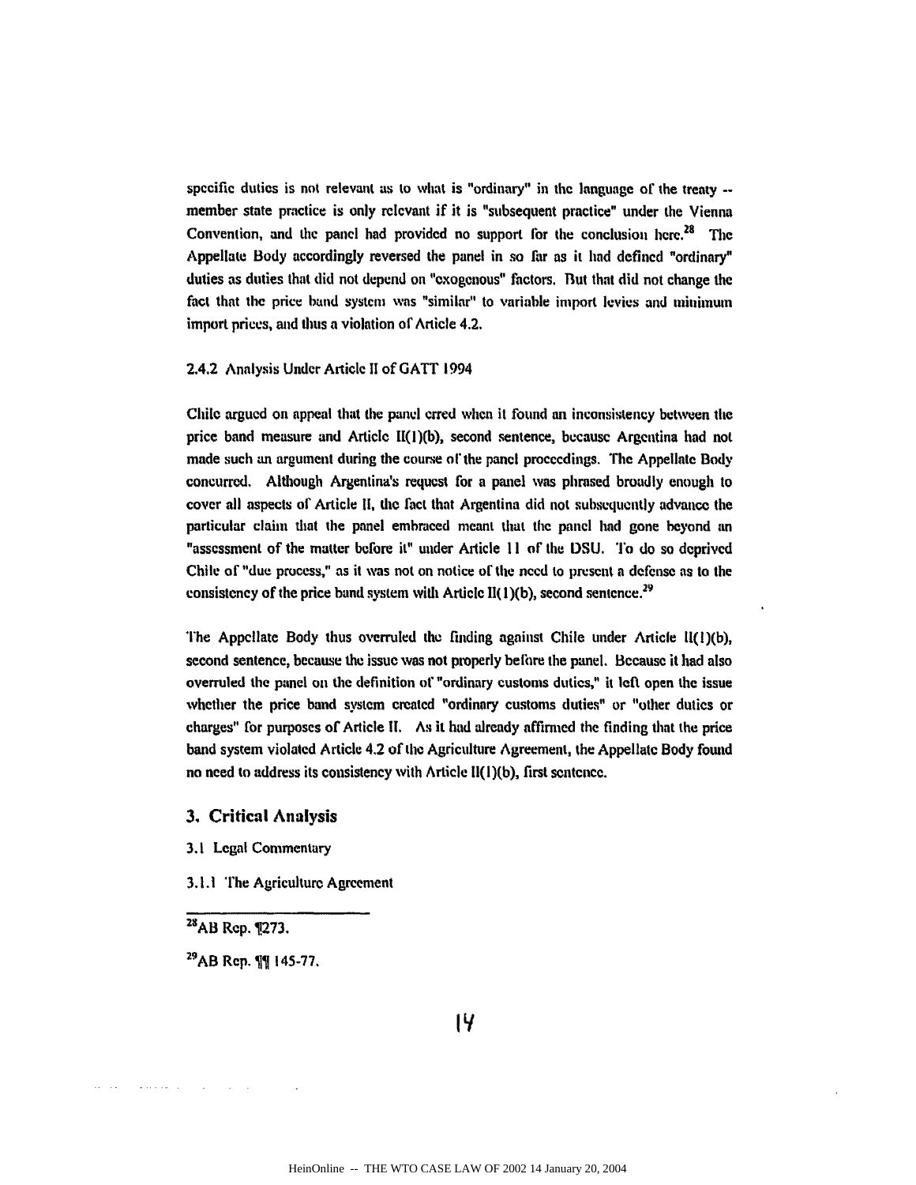specific duties is not relevant as to what is "ordinary" in the language of the treaty -- member state practice is only relevant if it is "subsequent practice" under the Vienna Convention, and the panel had provided no support for the conclusion here.[28] The Appellate Body accordingly reversed the panel in so far as it had defined "ordinary" duties as duties that did not depend on "exogenous" factors. But that did not change the fact that the price band system was "similar" to variable import levies and minimum import prices, and thus a violation of Article 4.2.

#### 2.4.2 Analysis Under Article II of GATT 1994

Chile argued on appeal that the panel erred when it found an inconsistency between the price band measure and Article II(1)(b), second sentence, because Argentina had not made such an argument during the course of the panel proceedings. The Appellate Body concurred. Although Argentina's request for a panel was phrased broadly enough to cover all aspects of Article II, the fact that Argentina did not subsequently advance the particular claim that the panel embraced meant that the panel had gone beyond an "assessment of the matter before it" under Article 11 of the DSU. To do so deprived Chile of "due process," as it was not on notice of the need to present a defense as to the consistency of the price band system with Article II(1)(b), second sentence.[29]

The Appellate Body thus overruled the finding against Chile under Article II(1)(b), second sentence, because the issue was not properly before the panel. Because it had also overruled the panel on the definition of "ordinary customs duties," it left open the issue whether the price band system created "ordinary customs duties" or "other duties or charges" for purposes of Article II. As it had already affirmed the finding that the price band system violated Article 4.2 of the Agriculture Agreement, the Appellate Body found no need to address its consistency with Article II(1)(b), first sentence.

## 3. Critical Analysis

### 3.1 Legal Commentary

#### 3.1.1 The Agriculture Agreement

---

[28] AB Rep. ¶273.

[29] AB Rep. ¶¶ 145-77.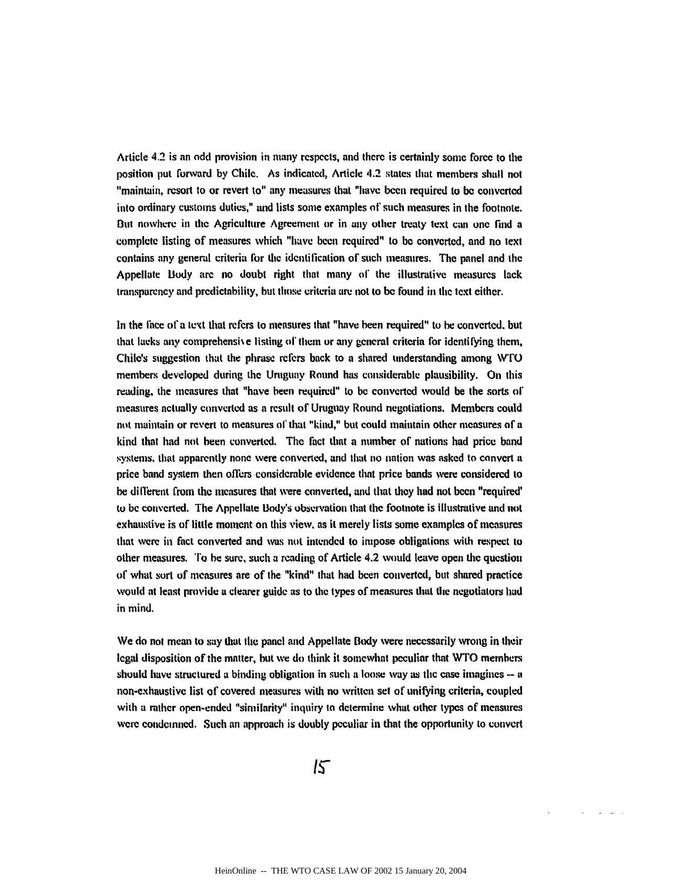Article 4.2 is an odd provision in many respects, and there is certainly some force to the position put forward by Chile. As indicated, Article 4.2 states that members shall not "maintain, resort to or revert to" any measures that "have been required to be converted into ordinary customs duties," and lists some examples of such measures in the footnote. But nowhere in the Agriculture Agreement or in any other treaty text can one find a complete listing of measures which "have been required" to be converted, and no text contains any general criteria for the identification of such measures. The panel and the Appellate Body are no doubt right that many of the illustrative measures lack transparency and predictability, but those criteria are not to be found in the text either.

In the face of a text that refers to measures that "have been required" to be converted, but that lacks any comprehensive listing of them or any general criteria for identifying them, Chile's suggestion that the phrase refers back to a shared understanding among WTO members developed during the Uruguay Round has considerable plausibility. On this reading, the measures that "have been required" to be converted would be the sorts of measures actually converted as a result of Uruguay Round negotiations. Members could not maintain or revert to measures of that "kind," but could maintain other measures of a kind that had not been converted. The fact that a number of nations had price band systems, that apparently none were converted, and that no nation was asked to convert a price band system then offers considerable evidence that price bands were considered to be different from the measures that were converted, and that they had not been "required" to be converted. The Appellate Body's observation that the footnote is illustrative and not exhaustive is of little moment on this view, as it merely lists some examples of measures that were in fact converted and was not intended to impose obligations with respect to other measures. To be sure, such a reading of Article 4.2 would leave open the question of what sort of measures are of the "kind" that had been converted, but shared practice would at least provide a clearer guide as to the types of measures that the negotiators had in mind.

We do not mean to say that the panel and Appellate Body were necessarily wrong in their legal disposition of the matter, but we do think it somewhat peculiar that WTO members should have structured a binding obligation in such a loose way as the case imagines -- a non-exhaustive list of covered measures with no written set of unifying criteria, coupled with a rather open-ended "similarity" inquiry to determine what other types of measures were condemned. Such an approach is doubly peculiar in that the opportunity to convert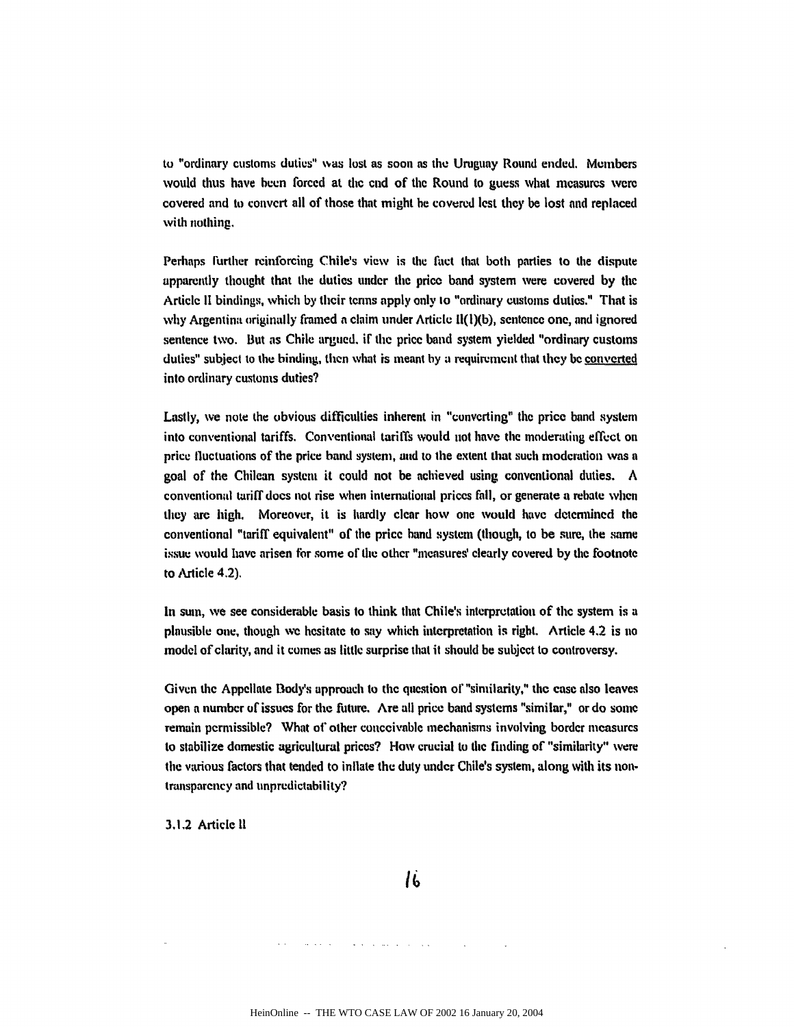to "ordinary customs duties" was lost as soon as the Uruguay Round ended. Members would thus have been forced at the end of the Round to guess what measures were covered and to convert all of those that might be covered lest they be lost and replaced with nothing.

Perhaps further reinforcing Chile's view is the fact that both parties to the dispute apparently thought that the duties under the price band system were covered by the Article II bindings, which by their terms apply only to "ordinary customs duties." That is why Argentina originally framed a claim under Article II(1)(b), sentence one, and ignored sentence two. But as Chile argued, if the price band system yielded "ordinary customs duties" subject to the binding, then what is meant by a requirement that they be converted into ordinary customs duties?

Lastly, we note the obvious difficulties inherent in "converting" the price band system into conventional tariffs. Conventional tariffs would not have the moderating effect on price fluctuations of the price band system, and to the extent that such moderation was a goal of the Chilean system it could not be achieved using conventional duties. A conventional tariff does not rise when international prices fall, or generate a rebate when they are high. Moreover, it is hardly clear how one would have determined the conventional "tariff equivalent" of the price band system (though, to be sure, the same issue would have arisen for some of the other "measures' clearly covered by the footnote to Article 4.2).

In sum, we see considerable basis to think that Chile's interpretation of the system is a plausible one, though we hesitate to say which interpretation is right. Article 4.2 is no model of clarity, and it comes as little surprise that it should be subject to controversy.

Given the Appellate Body's approach to the question of "similarity," the case also leaves open a number of issues for the future. Are all price band systems "similar," or do some remain permissible? What of other conceivable mechanisms involving border measures to stabilize domestic agricultural prices? How crucial to the finding of "similarity" were the various factors that tended to inflate the duty under Chile's system, along with its non-transparency and unpredictability?

### 3.1.2 Article II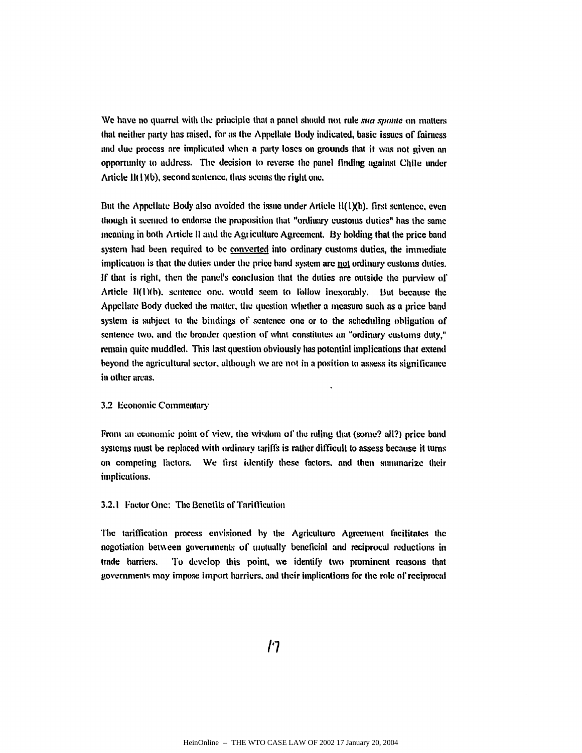We have no quarrel with the principle that a panel should not rule *sua sponte* on matters that neither party has raised, for as the Appellate Body indicated, basic issues of fairness and due process are implicated when a party loses on grounds that it was not given an opportunity to address. The decision to reverse the panel finding against Chile under Article II(1)(b), second sentence, thus seems the right one.

But the Appellate Body also avoided the issue under Article II(1)(b), first sentence, even though it seemed to endorse the proposition that "ordinary customs duties" has the same meaning in both Article II and the Agriculture Agreement. By holding that the price band system had been required to be converted into ordinary customs duties, the immediate implication is that the duties under the price band system are not ordinary customs duties. If that is right, then the panel's conclusion that the duties are outside the purview of Article II(1)(b), sentence one, would seem to follow inexorably. But because the Appellate Body ducked the matter, the question whether a measure such as a price band system is subject to the bindings of sentence one or to the scheduling obligation of sentence two, and the broader question of what constitutes an "ordinary customs duty," remain quite muddled. This last question obviously has potential implications that extend beyond the agricultural sector, although we are not in a position to assess its significance in other areas.

### 3.2 Economic Commentary

From an economic point of view, the wisdom of the ruling that (some? all?) price band systems must be replaced with ordinary tariffs is rather difficult to assess because it turns on competing factors. We first identify these factors, and then summarize their implications.

#### 3.2.1 Factor One: The Benefits of Tariffication

The tariffication process envisioned by the Agriculture Agreement facilitates the negotiation between governments of mutually beneficial and reciprocal reductions in trade barriers. To develop this point, we identify two prominent reasons that governments may impose import barriers, and their implications for the role of reciprocal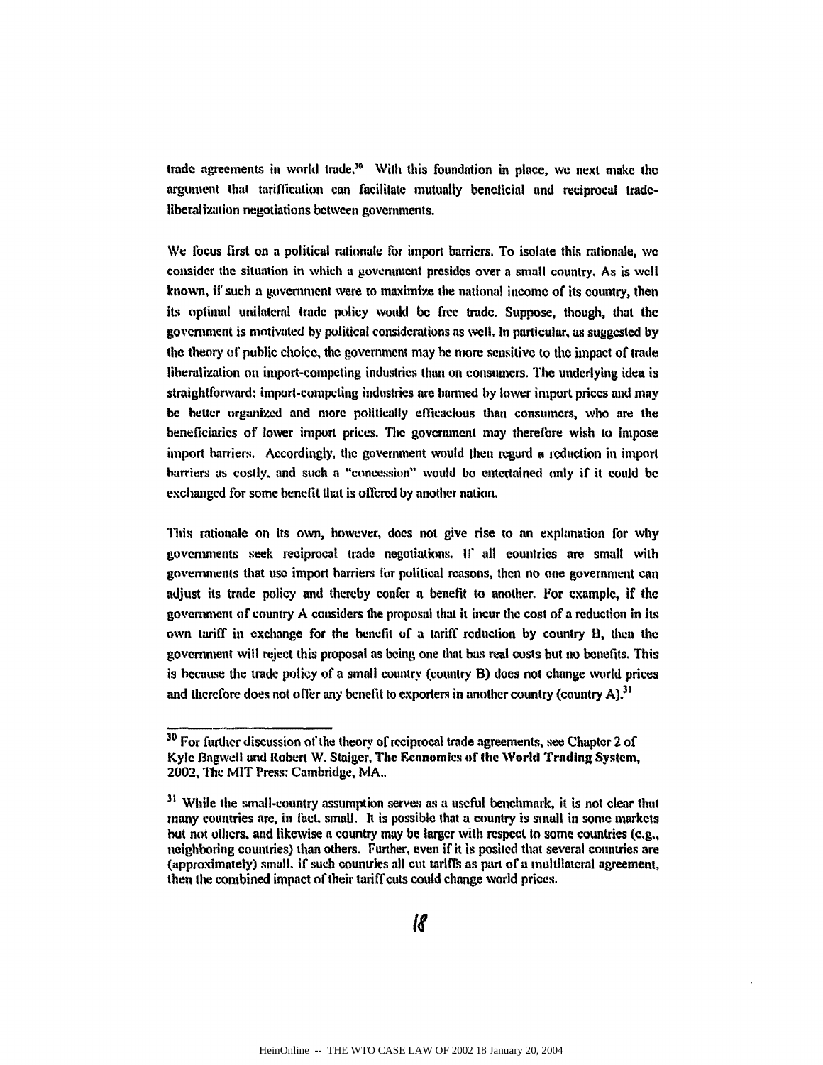trade agreements in world trade.[30] With this foundation in place, we next make the argument that tariffication can facilitate mutually beneficial and reciprocal trade-liberalization negotiations between governments.

We focus first on a political rationale for import barriers. To isolate this rationale, we consider the situation in which a government presides over a small country. As is well known, if such a government were to maximize the national income of its country, then its optimal unilateral trade policy would be free trade. Suppose, though, that the government is motivated by political considerations as well. In particular, as suggested by the theory of public choice, the government may be more sensitive to the impact of trade liberalization on import-competing industries than on consumers. The underlying idea is straightforward: import-competing industries are harmed by lower import prices and may be better organized and more politically efficacious than consumers, who are the beneficiaries of lower import prices. The government may therefore wish to impose import barriers. Accordingly, the government would then regard a reduction in import barriers as costly, and such a "concession" would be entertained only if it could be exchanged for some benefit that is offered by another nation.

This rationale on its own, however, does not give rise to an explanation for why governments seek reciprocal trade negotiations. If all countries are small with governments that use import barriers for political reasons, then no one government can adjust its trade policy and thereby confer a benefit to another. For example, if the government of country A considers the proposal that it incur the cost of a reduction in its own tariff in exchange for the benefit of a tariff reduction by country B, then the government will reject this proposal as being one that has real costs but no benefits. This is because the trade policy of a small country (country B) does not change world prices and therefore does not offer any benefit to exporters in another country (country A).[31]

---

[30] For further discussion of the theory of reciprocal trade agreements, see Chapter 2 of Kyle Bagwell and Robert W. Staiger, **The Economics of the World Trading System**, 2002, The MIT Press: Cambridge, MA..

[31] While the small-country assumption serves as a useful benchmark, it is not clear that many countries are, in fact, small. It is possible that a country is small in some markets but not others, and likewise a country may be larger with respect to some countries (e.g., neighboring countries) than others. Further, even if it is posited that several countries are (approximately) small, if such countries all cut tariffs as part of a multilateral agreement, then the combined impact of their tariff cuts could change world prices.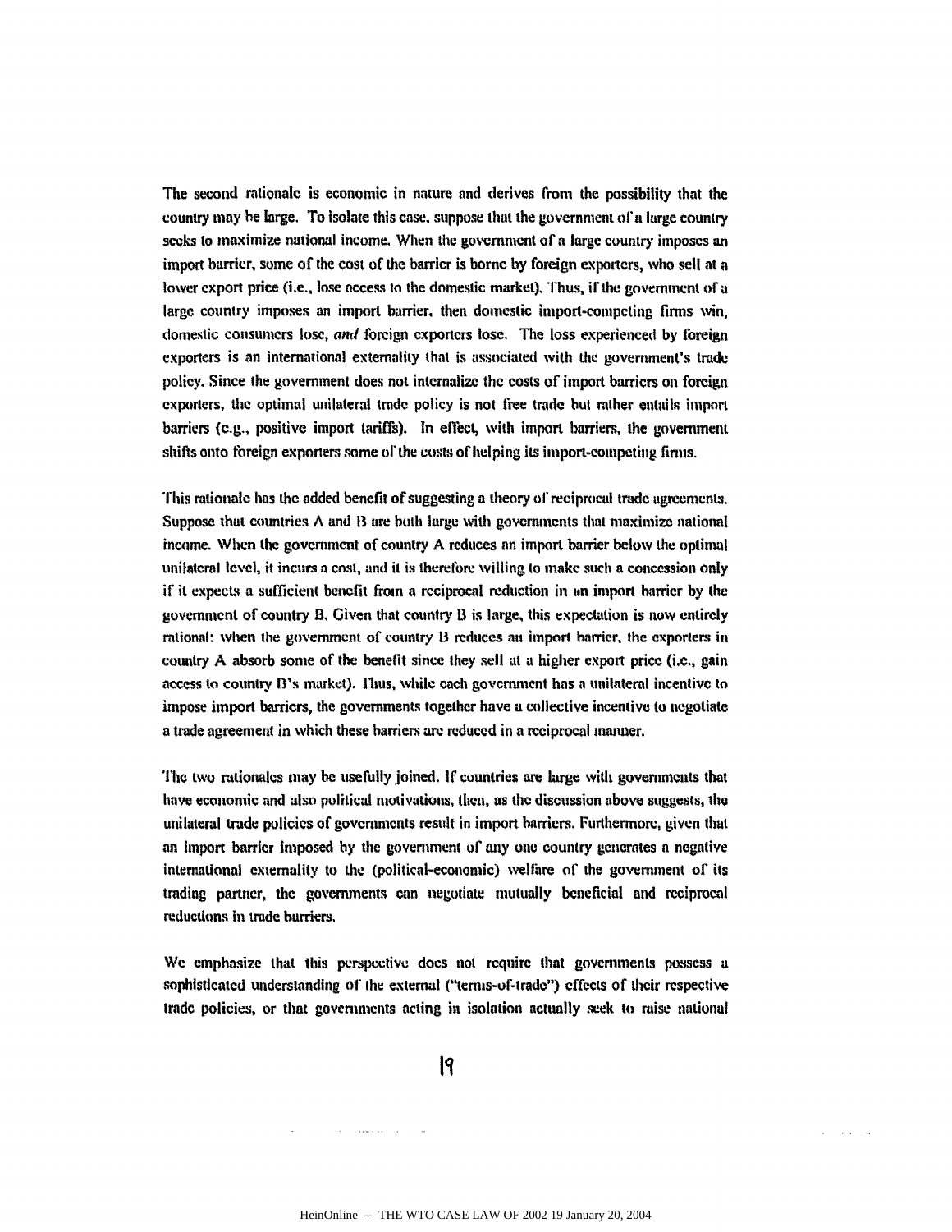The second rationale is economic in nature and derives from the possibility that the country may be large. To isolate this case, suppose that the government of a large country seeks to maximize national income. When the government of a large country imposes an import barrier, some of the cost of the barrier is borne by foreign exporters, who sell at a lower export price (i.e., lose access to the domestic market). Thus, if the government of a large country imposes an import barrier, then domestic import-competing firms win, domestic consumers lose, *and* foreign exporters lose. The loss experienced by foreign exporters is an international externality that is associated with the government's trade policy. Since the government does not internalize the costs of import barriers on foreign exporters, the optimal unilateral trade policy is not free trade but rather entails import barriers (e.g., positive import tariffs). In effect, with import barriers, the government shifts onto foreign exporters some of the costs of helping its import-competing firms.

This rationale has the added benefit of suggesting a theory of reciprocal trade agreements. Suppose that countries A and B are both large with governments that maximize national income. When the government of country A reduces an import barrier below the optimal unilateral level, it incurs a cost, and it is therefore willing to make such a concession only if it expects a sufficient benefit from a reciprocal reduction in an import barrier by the government of country B. Given that country B is large, this expectation is now entirely rational: when the government of country B reduces an import barrier, the exporters in country A absorb some of the benefit since they sell at a higher export price (i.e., gain access to country B's market). Thus, while each government has a unilateral incentive to impose import barriers, the governments together have a collective incentive to negotiate a trade agreement in which these barriers are reduced in a reciprocal manner.

The two rationales may be usefully joined. If countries are large with governments that have economic and also political motivations, then, as the discussion above suggests, the unilateral trade policies of governments result in import barriers. Furthermore, given that an import barrier imposed by the government of any one country generates a negative international externality to the (political-economic) welfare of the government of its trading partner, the governments can negotiate mutually beneficial and reciprocal reductions in trade barriers.

We emphasize that this perspective does not require that governments possess a sophisticated understanding of the external ("terms-of-trade") effects of their respective trade policies, or that governments acting in isolation actually seek to raise national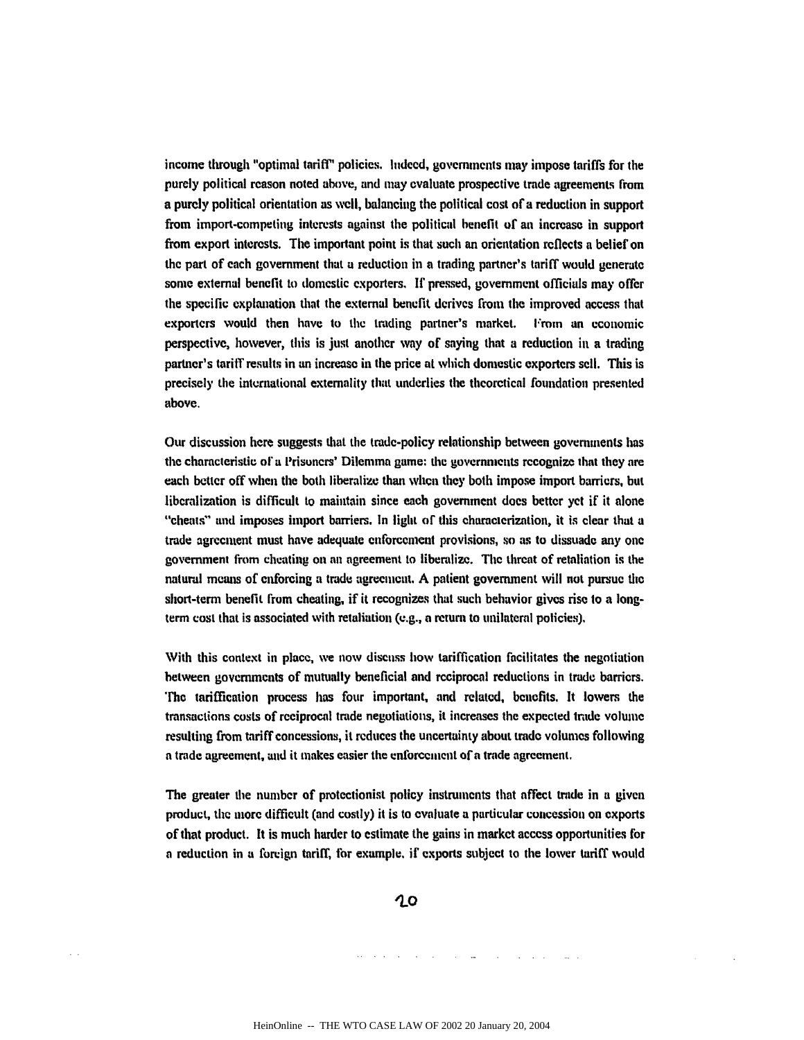income through "optimal tariff" policies. Indeed, governments may impose tariffs for the purely political reason noted above, and may evaluate prospective trade agreements from a purely political orientation as well, balancing the political cost of a reduction in support from import-competing interests against the political benefit of an increase in support from export interests. The important point is that such an orientation reflects a belief on the part of each government that a reduction in a trading partner's tariff would generate some external benefit to domestic exporters. If pressed, government officials may offer the specific explanation that the external benefit derives from the improved access that exporters would then have to the trading partner's market. From an economic perspective, however, this is just another way of saying that a reduction in a trading partner's tariff results in an increase in the price at which domestic exporters sell. This is precisely the international externality that underlies the theoretical foundation presented above.

Our discussion here suggests that the trade-policy relationship between governments has the characteristic of a Prisoners' Dilemma game: the governments recognize that they are each better off when the both liberalize than when they both impose import barriers, but liberalization is difficult to maintain since each government does better yet if it alone "cheats" and imposes import barriers. In light of this characterization, it is clear that a trade agreement must have adequate enforcement provisions, so as to dissuade any one government from cheating on an agreement to liberalize. The threat of retaliation is the natural means of enforcing a trade agreement. A patient government will not pursue the short-term benefit from cheating, if it recognizes that such behavior gives rise to a long-term cost that is associated with retaliation (e.g., a return to unilateral policies).

With this context in place, we now discuss how tariffication facilitates the negotiation between governments of mutually beneficial and reciprocal reductions in trade barriers. The tariffication process has four important, and related, benefits. It lowers the transactions costs of reciprocal trade negotiations, it increases the expected trade volume resulting from tariff concessions, it reduces the uncertainty about trade volumes following a trade agreement, and it makes easier the enforcement of a trade agreement.

The greater the number of protectionist policy instruments that affect trade in a given product, the more difficult (and costly) it is to evaluate a particular concession on exports of that product. It is much harder to estimate the gains in market access opportunities for a reduction in a foreign tariff, for example, if exports subject to the lower tariff would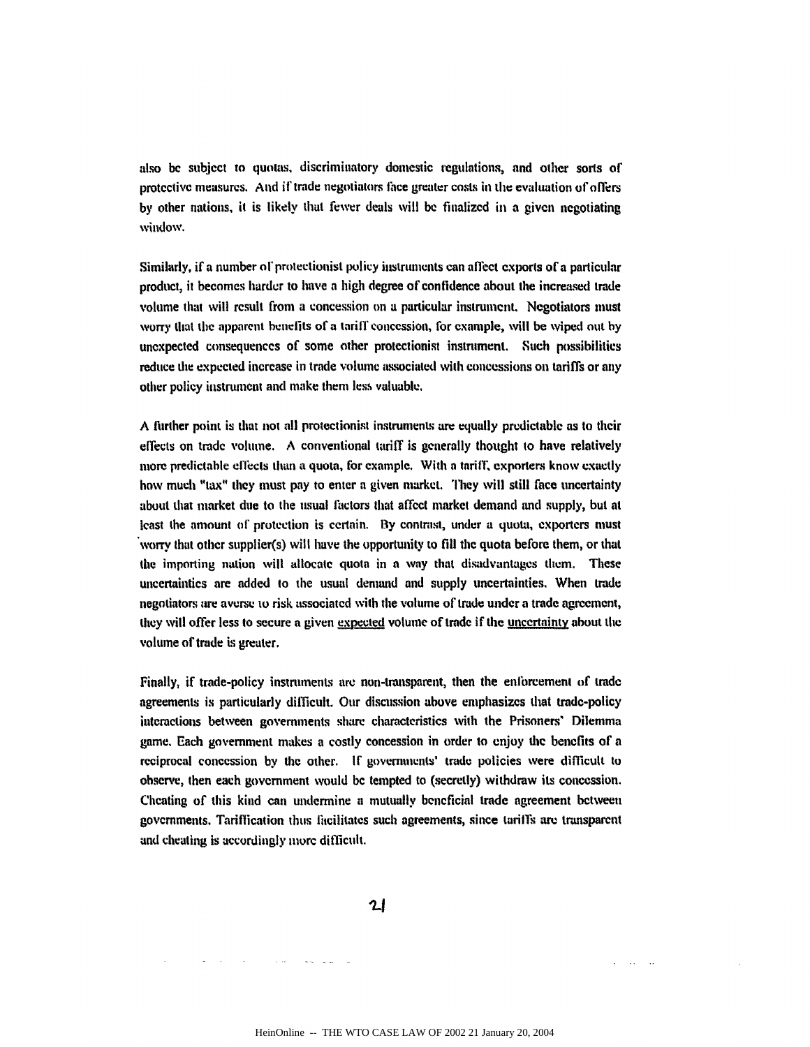also be subject to quotas, discriminatory domestic regulations, and other sorts of protective measures. And if trade negotiators face greater costs in the evaluation of offers by other nations, it is likely that fewer deals will be finalized in a given negotiating window.

Similarly, if a number of protectionist policy instruments can affect exports of a particular product, it becomes harder to have a high degree of confidence about the increased trade volume that will result from a concession on a particular instrument. Negotiators must worry that the apparent benefits of a tariff concession, for example, will be wiped out by unexpected consequences of some other protectionist instrument. Such possibilities reduce the expected increase in trade volume associated with concessions on tariffs or any other policy instrument and make them less valuable.

A further point is that not all protectionist instruments are equally predictable as to their effects on trade volume. A conventional tariff is generally thought to have relatively more predictable effects than a quota, for example. With a tariff, exporters know exactly how much "tax" they must pay to enter a given market. They will still face uncertainty about that market due to the usual factors that affect market demand and supply, but at least the amount of protection is certain. By contrast, under a quota, exporters must worry that other supplier(s) will have the opportunity to fill the quota before them, or that the importing nation will allocate quota in a way that disadvantages them. These uncertainties are added to the usual demand and supply uncertainties. When trade negotiators are averse to risk associated with the volume of trade under a trade agreement, they will offer less to secure a given <u>expected</u> volume of trade if the <u>uncertainty</u> about the volume of trade is greater.

Finally, if trade-policy instruments are non-transparent, then the enforcement of trade agreements is particularly difficult. Our discussion above emphasizes that trade-policy interactions between governments share characteristics with the Prisoners' Dilemma game. Each government makes a costly concession in order to enjoy the benefits of a reciprocal concession by the other. If governments' trade policies were difficult to observe, then each government would be tempted to (secretly) withdraw its concession. Cheating of this kind can undermine a mutually beneficial trade agreement between governments. Tariffication thus facilitates such agreements, since tariffs are transparent and cheating is accordingly more difficult.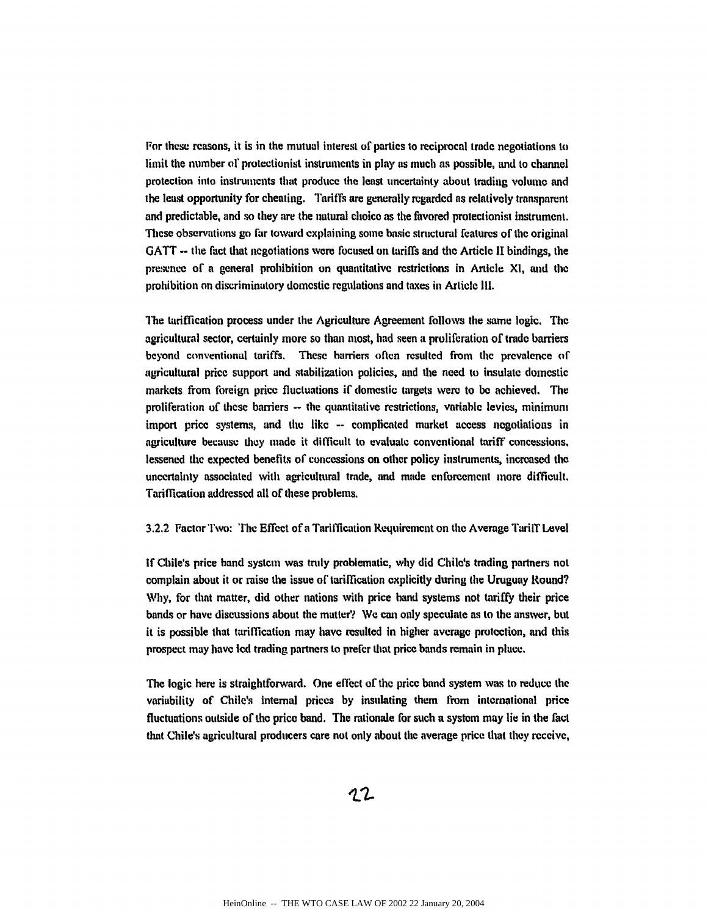For these reasons, it is in the mutual interest of parties to reciprocal trade negotiations to limit the number of protectionist instruments in play as much as possible, and to channel protection into instruments that produce the least uncertainty about trading volume and the least opportunity for cheating. Tariffs are generally regarded as relatively transparent and predictable, and so they are the natural choice as the favored protectionist instrument. These observations go far toward explaining some basic structural features of the original GATT -- the fact that negotiations were focused on tariffs and the Article II bindings, the presence of a general prohibition on quantitative restrictions in Article XI, and the prohibition on discriminatory domestic regulations and taxes in Article III.

The tariffication process under the Agriculture Agreement follows the same logic. The agricultural sector, certainly more so than most, had seen a proliferation of trade barriers beyond conventional tariffs. These barriers often resulted from the prevalence of agricultural price support and stabilization policies, and the need to insulate domestic markets from foreign price fluctuations if domestic targets were to be achieved. The proliferation of these barriers -- the quantitative restrictions, variable levies, minimum import price systems, and the like -- complicated market access negotiations in agriculture because they made it difficult to evaluate conventional tariff concessions, lessened the expected benefits of concessions on other policy instruments, increased the uncertainty associated with agricultural trade, and made enforcement more difficult. Tariffication addressed all of these problems.

### 3.2.2 Factor Two: The Effect of a Tariffication Requirement on the Average Tariff Level

If Chile's price band system was truly problematic, why did Chile's trading partners not complain about it or raise the issue of tariffication explicitly during the Uruguay Round? Why, for that matter, did other nations with price band systems not tariffy their price bands or have discussions about the matter? We can only speculate as to the answer, but it is possible that tariffication may have resulted in higher average protection, and this prospect may have led trading partners to prefer that price bands remain in place.

The logic here is straightforward. One effect of the price band system was to reduce the variability of Chile's internal prices by insulating them from international price fluctuations outside of the price band. The rationale for such a system may lie in the fact that Chile's agricultural producers care not only about the average price that they receive,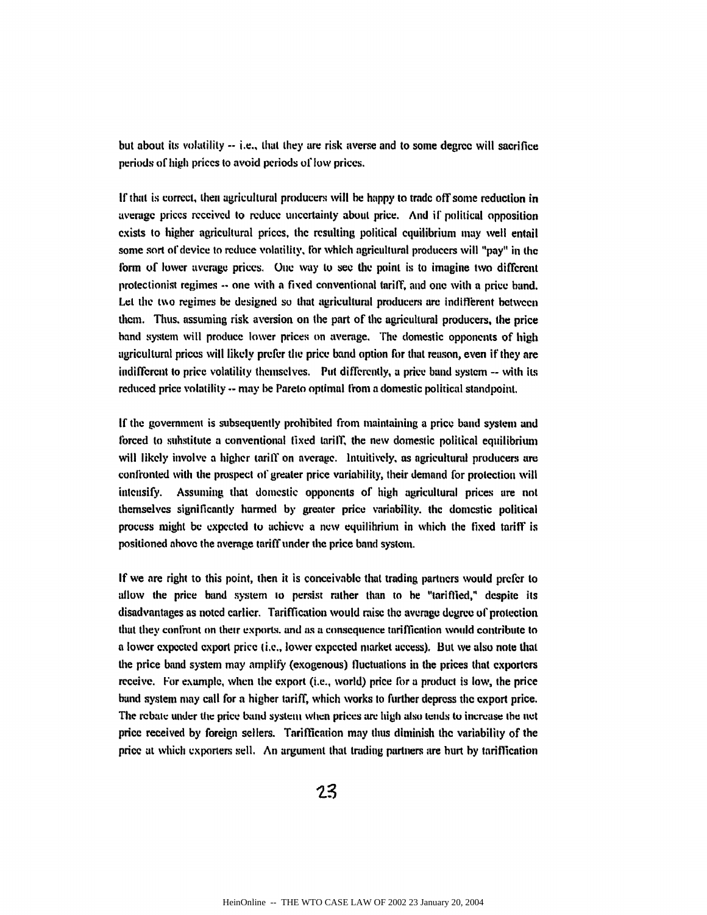but about its volatility -- i.e., that they are risk averse and to some degree will sacrifice periods of high prices to avoid periods of low prices.

If that is correct, then agricultural producers will be happy to trade off some reduction in average prices received to reduce uncertainty about price. And if political opposition exists to higher agricultural prices, the resulting political equilibrium may well entail some sort of device to reduce volatility, for which agricultural producers will "pay" in the form of lower average prices. One way to see the point is to imagine two different protectionist regimes -- one with a fixed conventional tariff, and one with a price band. Let the two regimes be designed so that agricultural producers are indifferent between them. Thus, assuming risk aversion on the part of the agricultural producers, the price band system will produce lower prices on average. The domestic opponents of high agricultural prices will likely prefer the price band option for that reason, even if they are indifferent to price volatility themselves. Put differently, a price band system -- with its reduced price volatility -- may be Pareto optimal from a domestic political standpoint.

If the government is subsequently prohibited from maintaining a price band system and forced to substitute a conventional fixed tariff, the new domestic political equilibrium will likely involve a higher tariff on average. Intuitively, as agricultural producers are confronted with the prospect of greater price variability, their demand for protection will intensify. Assuming that domestic opponents of high agricultural prices are not themselves significantly harmed by greater price variability, the domestic political process might be expected to achieve a new equilibrium in which the fixed tariff is positioned above the average tariff under the price band system.

If we are right to this point, then it is conceivable that trading partners would prefer to allow the price band system to persist rather than to be "tariffied," despite its disadvantages as noted earlier. Tariffication would raise the average degree of protection that they confront on their exports, and as a consequence tariffication would contribute to a lower expected export price (i.e., lower expected market access). But we also note that the price band system may amplify (exogenous) fluctuations in the prices that exporters receive. For example, when the export (i.e., world) price for a product is low, the price band system may call for a higher tariff, which works to further depress the export price. The rebate under the price band system when prices are high also tends to increase the net price received by foreign sellers. Tariffication may thus diminish the variability of the price at which exporters sell. An argument that trading partners are hurt by tariffication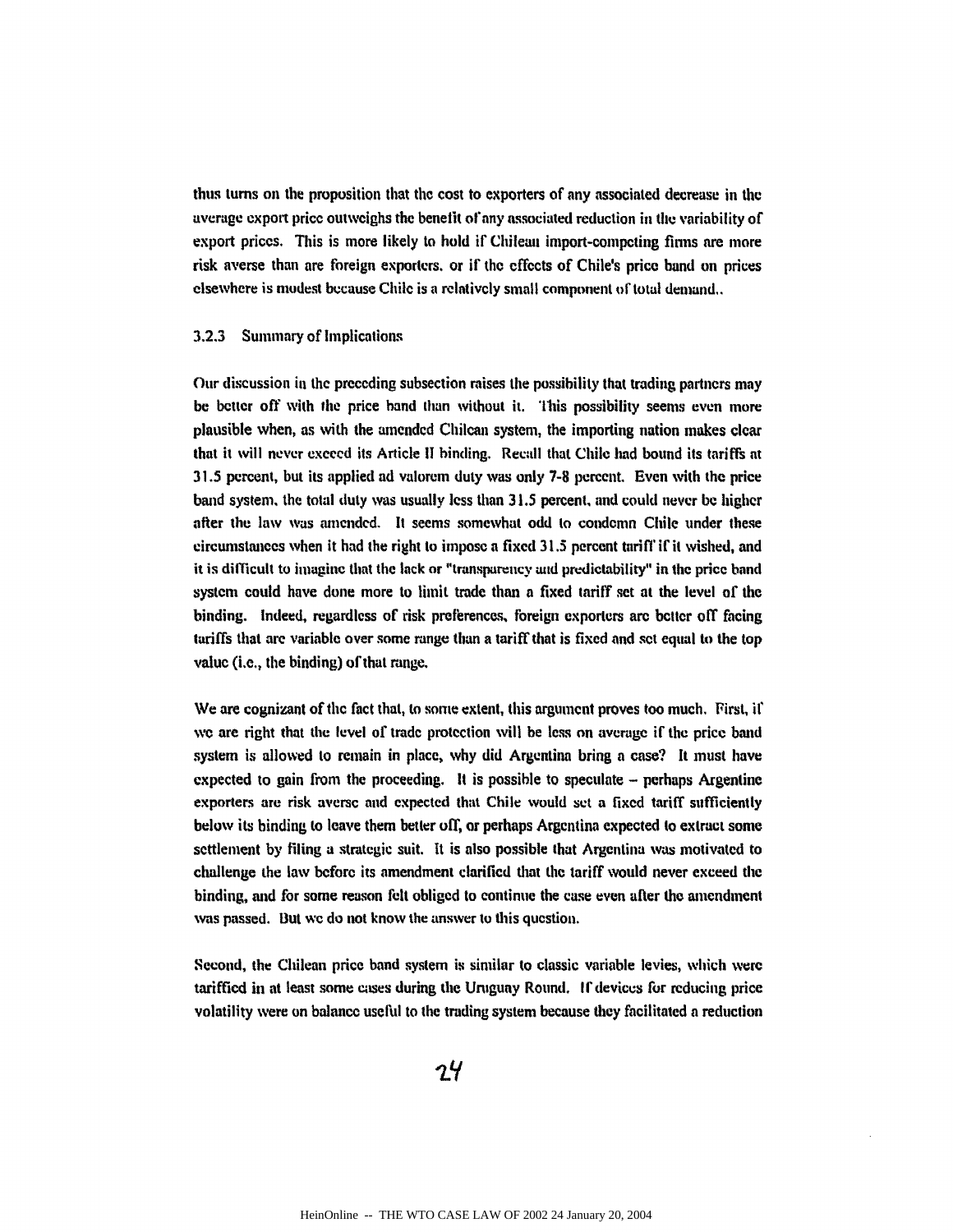thus turns on the proposition that the cost to exporters of any associated decrease in the average export price outweighs the benefit of any associated reduction in the variability of export prices. This is more likely to hold if Chilean import-competing firms are more risk averse than are foreign exporters, or if the effects of Chile's price band on prices elsewhere is modest because Chile is a relatively small component of total demand..

### 3.2.3 Summary of Implications

Our discussion in the preceding subsection raises the possibility that trading partners may be better off with the price band than without it. This possibility seems even more plausible when, as with the amended Chilean system, the importing nation makes clear that it will never exceed its Article II binding. Recall that Chile had bound its tariffs at 31.5 percent, but its applied ad valorem duty was only 7-8 percent. Even with the price band system, the total duty was usually less than 31.5 percent, and could never be higher after the law was amended. It seems somewhat odd to condemn Chile under these circumstances when it had the right to impose a fixed 31.5 percent tariff if it wished, and it is difficult to imagine that the lack or "transparency and predictability" in the price band system could have done more to limit trade than a fixed tariff set at the level of the binding. Indeed, regardless of risk preferences, foreign exporters are better off facing tariffs that are variable over some range than a tariff that is fixed and set equal to the top value (i.e., the binding) of that range.

We are cognizant of the fact that, to some extent, this argument proves too much. First, if we are right that the level of trade protection will be less on average if the price band system is allowed to remain in place, why did Argentina bring a case? It must have expected to gain from the proceeding. It is possible to speculate – perhaps Argentine exporters are risk averse and expected that Chile would set a fixed tariff sufficiently below its binding to leave them better off, or perhaps Argentina expected to extract some settlement by filing a strategic suit. It is also possible that Argentina was motivated to challenge the law before its amendment clarified that the tariff would never exceed the binding, and for some reason felt obliged to continue the case even after the amendment was passed. But we do not know the answer to this question.

Second, the Chilean price band system is similar to classic variable levies, which were tariffied in at least some cases during the Uruguay Round. If devices for reducing price volatility were on balance useful to the trading system because they facilitated a reduction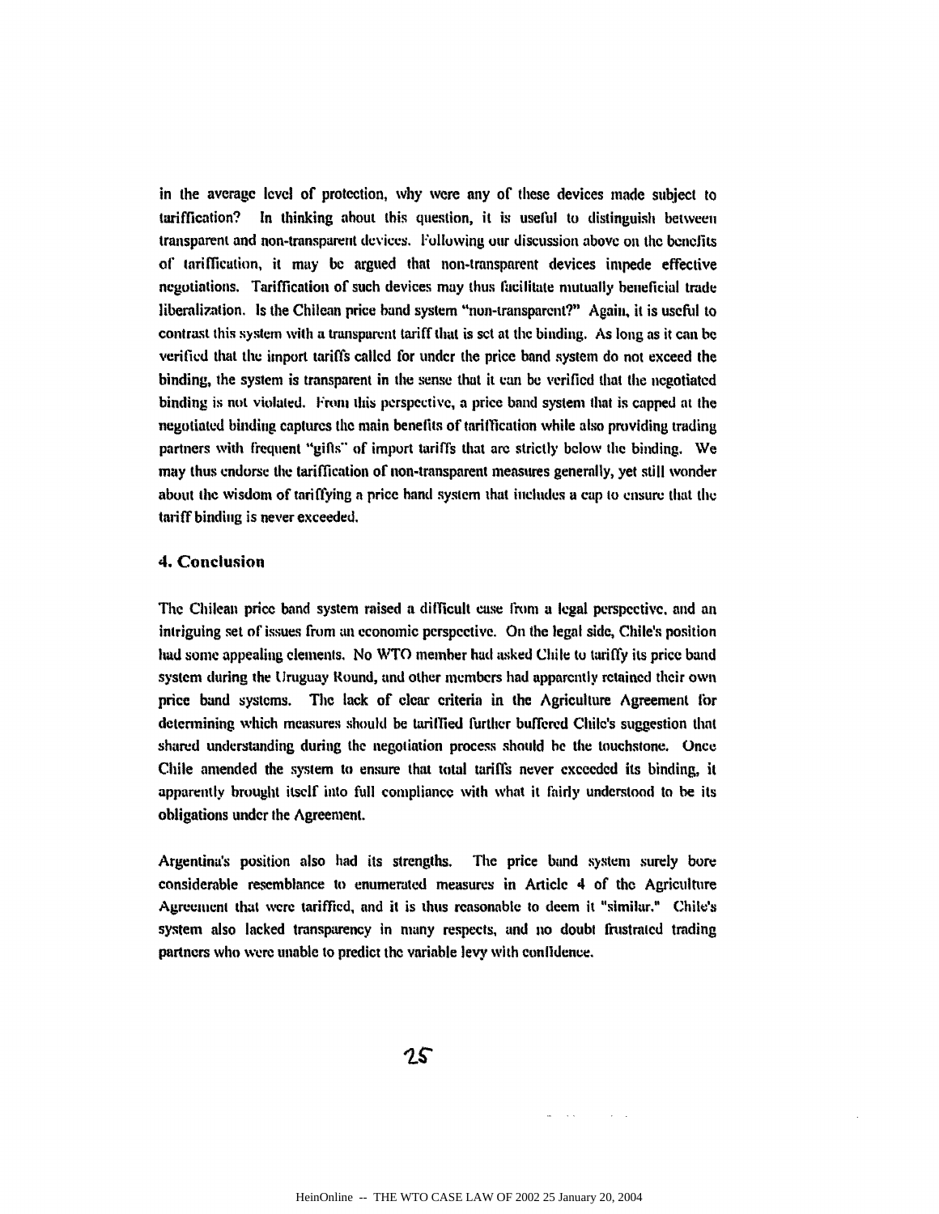in the average level of protection, why were any of these devices made subject to tariffication? In thinking about this question, it is useful to distinguish between transparent and non-transparent devices. Following our discussion above on the benefits of tariffication, it may be argued that non-transparent devices impede effective negotiations. Tariffication of such devices may thus facilitate mutually beneficial trade liberalization. Is the Chilean price band system "non-transparent?" Again, it is useful to contrast this system with a transparent tariff that is set at the binding. As long as it can be verified that the import tariffs called for under the price band system do not exceed the binding, the system is transparent in the sense that it can be verified that the negotiated binding is not violated. From this perspective, a price band system that is capped at the negotiated binding captures the main benefits of tariffication while also providing trading partners with frequent "gifts" of import tariffs that are strictly below the binding. We may thus endorse the tariffication of non-transparent measures generally, yet still wonder about the wisdom of tariffying a price band system that includes a cap to ensure that the tariff binding is never exceeded.

## 4. Conclusion

The Chilean price band system raised a difficult case from a legal perspective, and an intriguing set of issues from an economic perspective. On the legal side, Chile's position had some appealing elements. No WTO member had asked Chile to tariffy its price band system during the Uruguay Round, and other members had apparently retained their own price band systems. The lack of clear criteria in the Agriculture Agreement for determining which measures should be tariffied further buffered Chile's suggestion that shared understanding during the negotiation process should be the touchstone. Once Chile amended the system to ensure that total tariffs never exceeded its binding, it apparently brought itself into full compliance with what it fairly understood to be its obligations under the Agreement.

Argentina's position also had its strengths. The price band system surely bore considerable resemblance to enumerated measures in Article 4 of the Agriculture Agreement that were tariffied, and it is thus reasonable to deem it "similar." Chile's system also lacked transparency in many respects, and no doubt frustrated trading partners who were unable to predict the variable levy with confidence.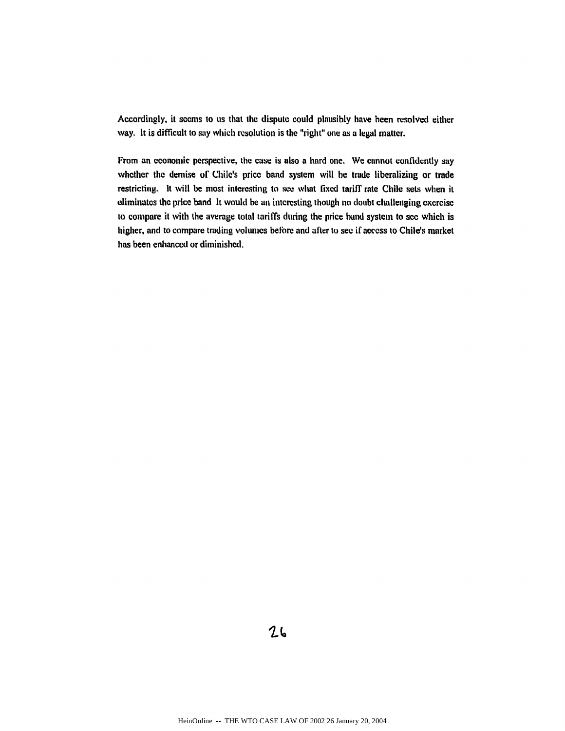Accordingly, it seems to us that the dispute could plausibly have been resolved either way. It is difficult to say which resolution is the "right" one as a legal matter.

From an economic perspective, the case is also a hard one. We cannot confidently say whether the demise of Chile's price band system will be trade liberalizing or trade restricting. It will be most interesting to see what fixed tariff rate Chile sets when it eliminates the price band It would be an interesting though no doubt challenging exercise to compare it with the average total tariffs during the price band system to see which is higher, and to compare trading volumes before and after to see if access to Chile's market has been enhanced or diminished.